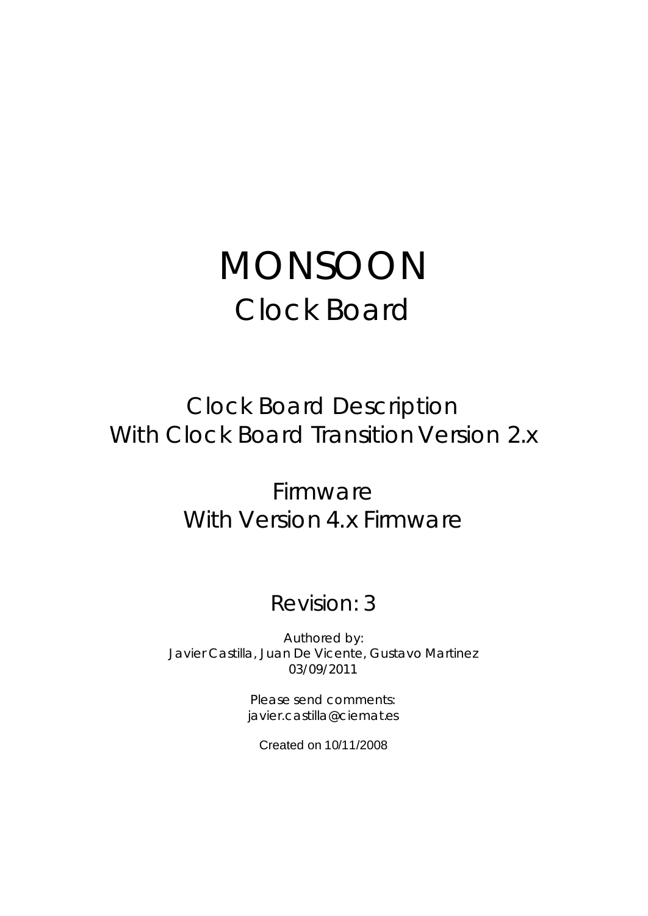# MONSOON

## Clock Board

### Clock Board Description
### With Clock Board Transition Version 2.x

### Firmware
### With Version 4.x Firmware

### Revision: 3

Authored by:
Javier Castilla, Juan De Vicente, Gustavo Martinez
03/09/2011

Please send comments:
javier.castilla@ciemat.es

Created on 10/11/2008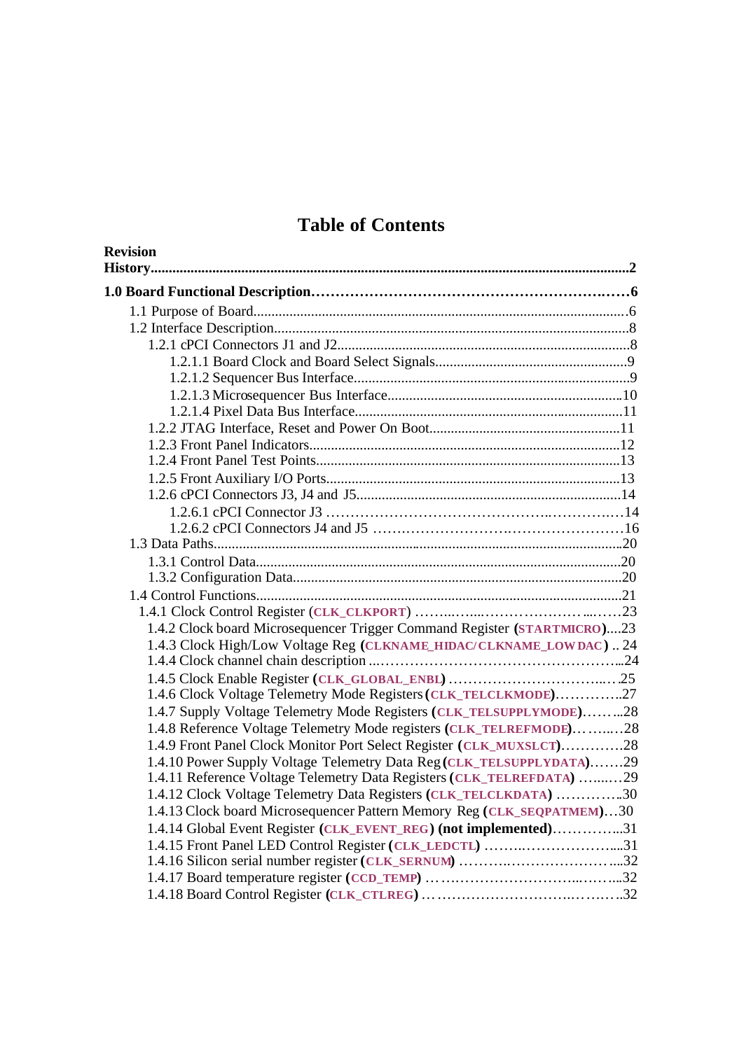# Table of Contents

**Revision History** ..... **2**

**1.0 Board Functional Description** ..... **6**

- 1.1 Purpose of Board ..... 6
- 1.2 Interface Description ..... 8
  - 1.2.1 cPCI Connectors J1 and J2 ..... 8
    - 1.2.1.1 Board Clock and Board Select Signals ..... 9
    - 1.2.1.2 Sequencer Bus Interface ..... 9
    - 1.2.1.3 Microsequencer Bus Interface ..... 10
    - 1.2.1.4 Pixel Data Bus Interface ..... 11
  - 1.2.2 JTAG Interface, Reset and Power On Boot ..... 11
  - 1.2.3 Front Panel Indicators ..... 12
  - 1.2.4 Front Panel Test Points ..... 13
  - 1.2.5 Front Auxiliary I/O Ports ..... 13
  - 1.2.6 cPCI Connectors J3, J4 and J5 ..... 14
    - 1.2.6.1 cPCI Connector J3 ..... 14
    - 1.2.6.2 cPCI Connectors J4 and J5 ..... 16
- 1.3 Data Paths ..... 20
  - 1.3.1 Control Data ..... 20
  - 1.3.2 Configuration Data ..... 20
- 1.4 Control Functions ..... 21
  - 1.4.1 Clock Control Register (**CLK_CLKPORT**) ..... 23
  - 1.4.2 Clock board Microsequencer Trigger Command Register (**STARTMICRO**) ..... 23
  - 1.4.3 Clock High/Low Voltage Reg (**CLKNAME_HIDAC/CLKNAME_LOWDAC**) ..... 24
  - 1.4.4 Clock channel chain description ..... 24
  - 1.4.5 Clock Enable Register (**CLK_GLOBAL_ENBL**) ..... 25
  - 1.4.6 Clock Voltage Telemetry Mode Registers (**CLK_TELCLKMODE**) ..... 27
  - 1.4.7 Supply Voltage Telemetry Mode Registers (**CLK_TELSUPPLYMODE**) ..... 28
  - 1.4.8 Reference Voltage Telemetry Mode registers (**CLK_TELREFMODE**) ..... 28
  - 1.4.9 Front Panel Clock Monitor Port Select Register (**CLK_MUXSLCT**) ..... 28
  - 1.4.10 Power Supply Voltage Telemetry Data Reg (**CLK_TELSUPPLYDATA**) ..... 29
  - 1.4.11 Reference Voltage Telemetry Data Registers (**CLK_TELREFDATA**) ..... 29
  - 1.4.12 Clock Voltage Telemetry Data Registers (**CLK_TELCLKDATA**) ..... 30
  - 1.4.13 Clock board Microsequencer Pattern Memory Reg (**CLK_SEQPATMEM**) ..... 30
  - 1.4.14 Global Event Register (**CLK_EVENT_REG**) **(not implemented)** ..... 31
  - 1.4.15 Front Panel LED Control Register (**CLK_LEDCTL**) ..... 31
  - 1.4.16 Silicon serial number register (**CLK_SERNUM**) ..... 32
  - 1.4.17 Board temperature register (**CCD_TEMP**) ..... 32
  - 1.4.18 Board Control Register (**CLK_CTLREG**) ..... 32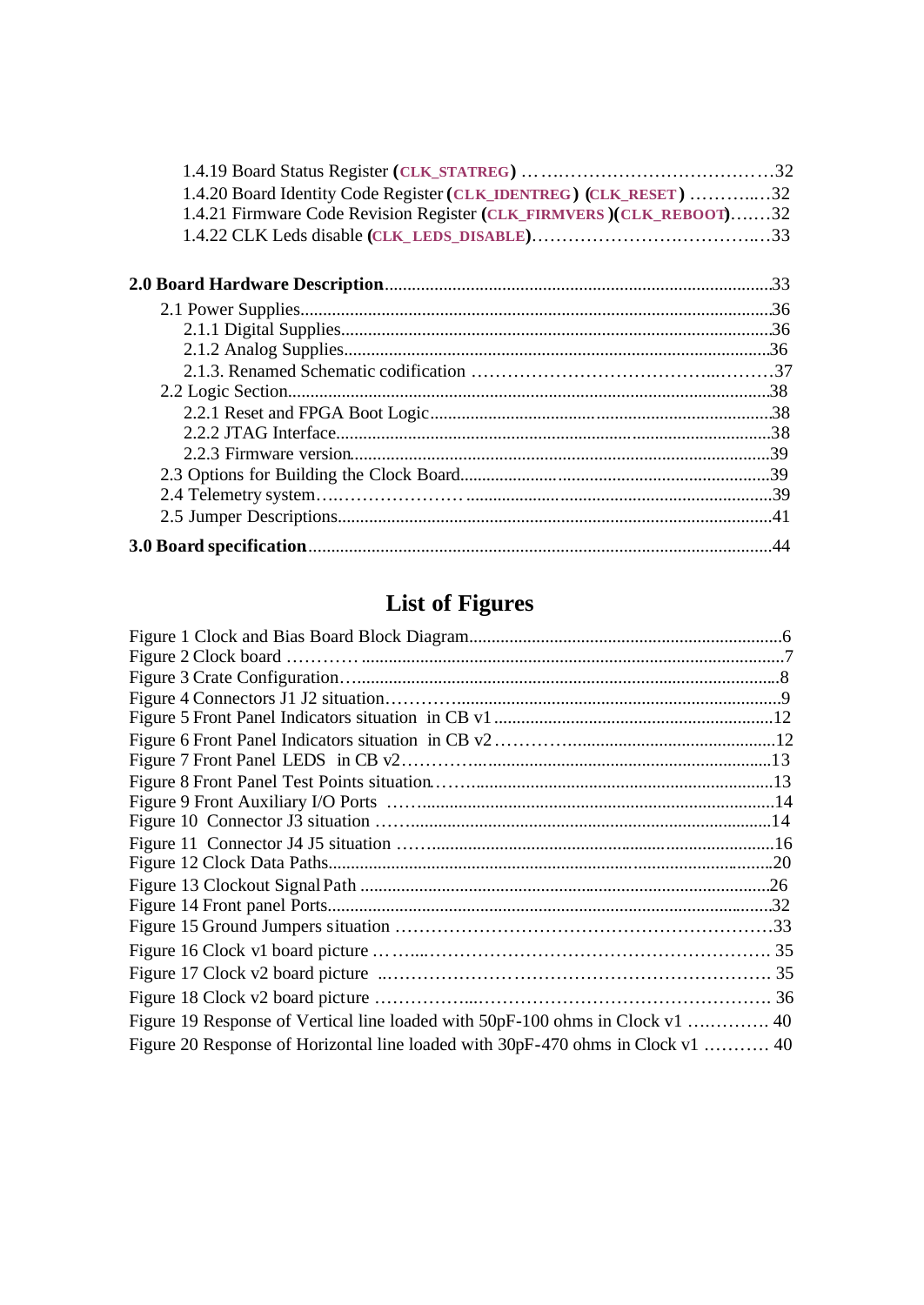1.4.19 Board Status Register (**CLK_STATREG**) ……………………………………………32
1.4.20 Board Identity Code Register (**CLK_IDENTREG**) (**CLK_RESET**) …………..…32
1.4.21 Firmware Code Revision Register (**CLK_FIRMVERS** )(**CLK_REBOOT**)…….32
1.4.22 CLK Leds disable (**CLK_LEDS_DISABLE**)…………………………………..…33

**2.0 Board Hardware Description**.....................................................................................33

2.1 Power Supplies........................................................................................................36
2.1.1 Digital Supplies.................................................................................................36
2.1.2 Analog Supplies................................................................................................36
2.1.3. Renamed Schematic codification ………………………………..………37
2.2 Logic Section...........................................................................................................38
2.2.1 Reset and FPGA Boot Logic............................................................................38
2.2.2 JTAG Interface.................................................................................................38
2.2.3 Firmware version.............................................................................................39
2.3 Options for Building the Clock Board......................................................................39
2.4 Telemetry system……………………....................................................................39
2.5 Jumper Descriptions.................................................................................................41

**3.0 Board specification**......................................................................................................44

## List of Figures

Figure 1 Clock and Bias Board Block Diagram......................................................................6
Figure 2 Clock board ………….............................................................................................7
Figure 3 Crate Configuration…...............................................................................................8
Figure 4 Connectors J1 J2 situation………..........................................................................9
Figure 5 Front Panel Indicators situation in CB v1 .............................................................12
Figure 6 Front Panel Indicators situation in CB v2……….................................................12
Figure 7 Front Panel LEDS in CB v2…………..................................................................13
Figure 8 Front Panel Test Points situation………..............................................................13
Figure 9 Front Auxiliary I/O Ports ……...............................................................................14
Figure 10 Connector J3 situation …….................................................................................14
Figure 11 Connector J4 J5 situation …..................................................................................16
Figure 12 Clock Data Paths...................................................................................................20
Figure 13 Clockout Signal Path ...........................................................................................26
Figure 14 Front panel Ports...................................................................................................32
Figure 15 Ground Jumpers situation …………………………………………………….33
Figure 16 Clock v1 board picture ……..…………………………………………………. 35
Figure 17 Clock v2 board picture ..……………………………………………………… 35
Figure 18 Clock v2 board picture ……………...…………………………………………. 36
Figure 19 Response of Vertical line loaded with 50pF-100 ohms in Clock v1 …..………. 40
Figure 20 Response of Horizontal line loaded with 30pF-470 ohms in Clock v1 ……….. 40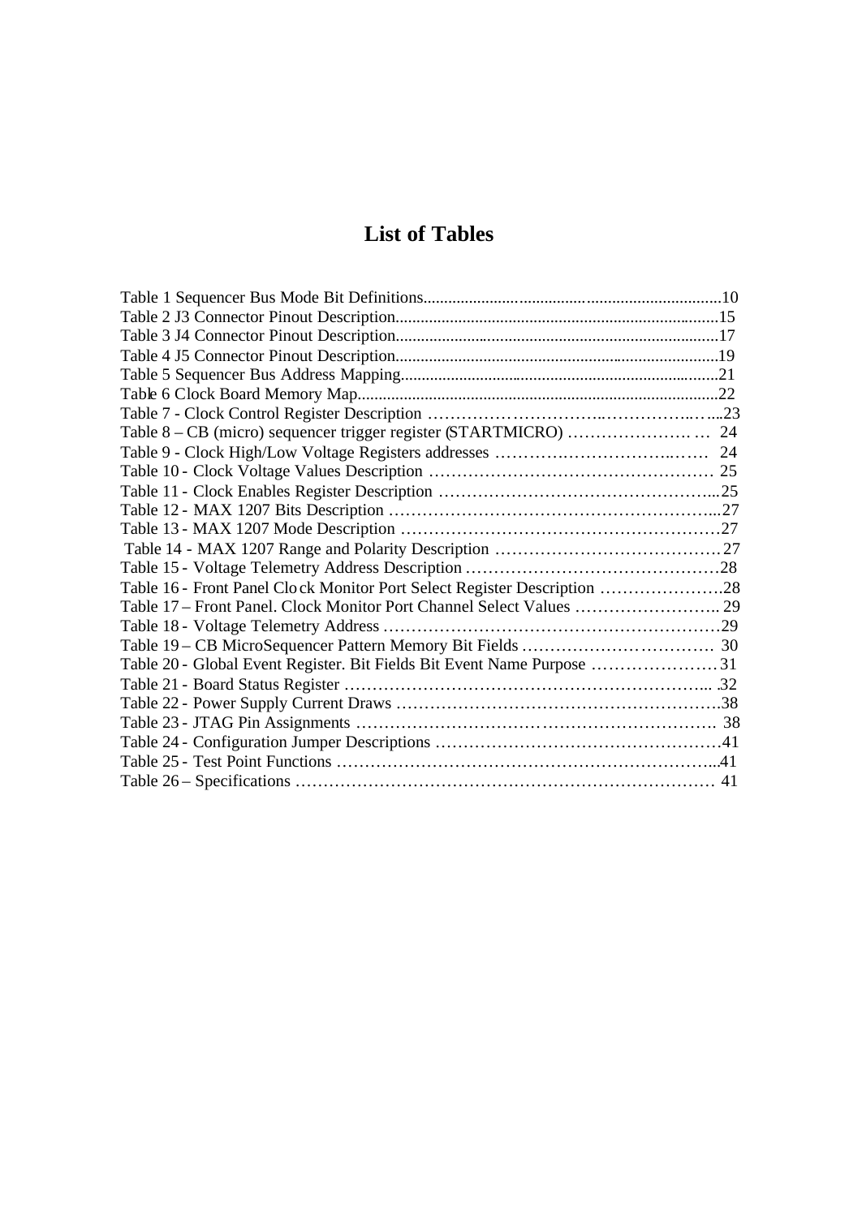# List of Tables

Table 1 Sequencer Bus Mode Bit Definitions........................................................................10
Table 2 J3 Connector Pinout Description..............................................................................15
Table 3 J4 Connector Pinout Description..............................................................................17
Table 4 J5 Connector Pinout Description..............................................................................19
Table 5 Sequencer Bus Address Mapping.............................................................................21
Table 6 Clock Board Memory Map.......................................................................................22
Table 7 - Clock Control Register Description ……………………….……………..…...23
Table 8 – CB (micro) sequencer trigger register (STARTMICRO) …………………. … 24
Table 9 - Clock High/Low Voltage Registers addresses ……………………………..…. 24
Table 10 - Clock Voltage Values Description …………………………………………… 25
Table 11 - Clock Enables Register Description …………………………………………...25
Table 12 - MAX 1207 Bits Description …………………………………………………...27
Table 13 - MAX 1207 Mode Description …………………………………………………27
Table 14 - MAX 1207 Range and Polarity Description …………………………………27
Table 15 - Voltage Telemetry Address Description ………………………………………28
Table 16 - Front Panel Clock Monitor Port Select Register Description ………………….28
Table 17 – Front Panel. Clock Monitor Port Channel Select Values …………………….. 29
Table 18 - Voltage Telemetry Address ……………………………………………………29
Table 19 – CB MicroSequencer Pattern Memory Bit Fields …………………………… 30
Table 20 - Global Event Register. Bit Fields Bit Event Name Purpose …………………31
Table 21 - Board Status Register ………………………………………………………... .32
Table 22 - Power Supply Current Draws …………………………………………………38
Table 23 - JTAG Pin Assignments ………………………………………………………. 38
Table 24 - Configuration Jumper Descriptions ……………………………………………41
Table 25 - Test Point Functions …………………………………………………………...41
Table 26 – Specifications ………………………………………………………………… 41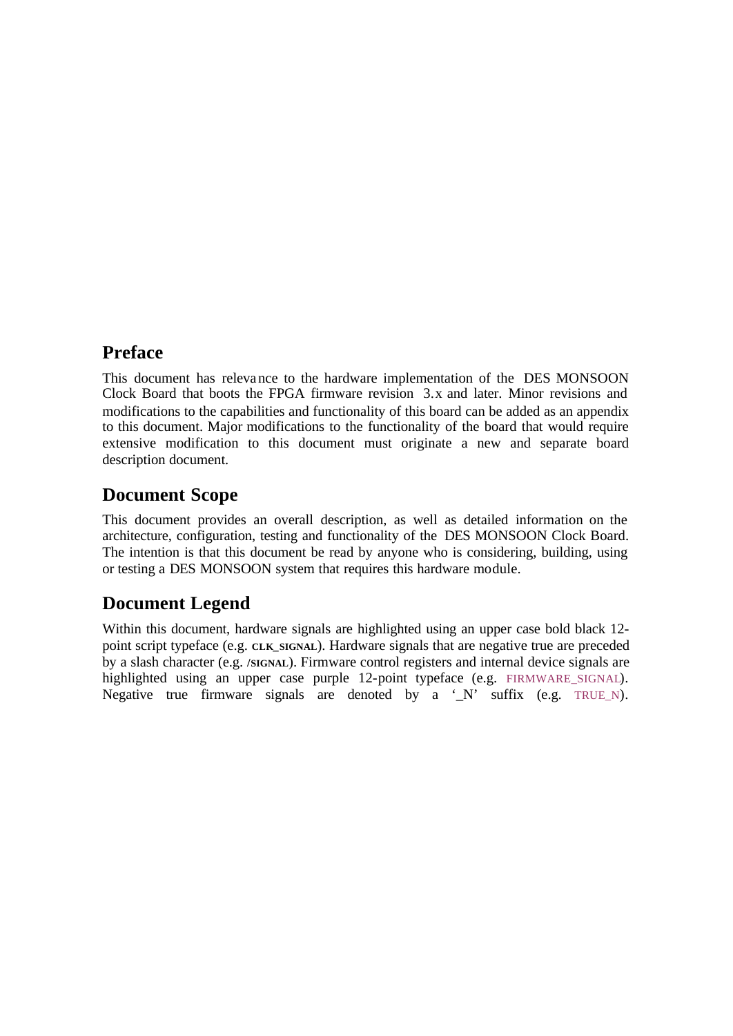## Preface

This document has relevance to the hardware implementation of the DES MONSOON Clock Board that boots the FPGA firmware revision 3.x and later. Minor revisions and modifications to the capabilities and functionality of this board can be added as an appendix to this document. Major modifications to the functionality of the board that would require extensive modification to this document must originate a new and separate board description document.

## Document Scope

This document provides an overall description, as well as detailed information on the architecture, configuration, testing and functionality of the DES MONSOON Clock Board. The intention is that this document be read by anyone who is considering, building, using or testing a DES MONSOON system that requires this hardware module.

## Document Legend

Within this document, hardware signals are highlighted using an upper case bold black 12-point script typeface (e.g. **CLK_SIGNAL**). Hardware signals that are negative true are preceded by a slash character (e.g. **/SIGNAL**). Firmware control registers and internal device signals are highlighted using an upper case purple 12-point typeface (e.g. FIRMWARE_SIGNAL). Negative true firmware signals are denoted by a '_N' suffix (e.g. TRUE_N).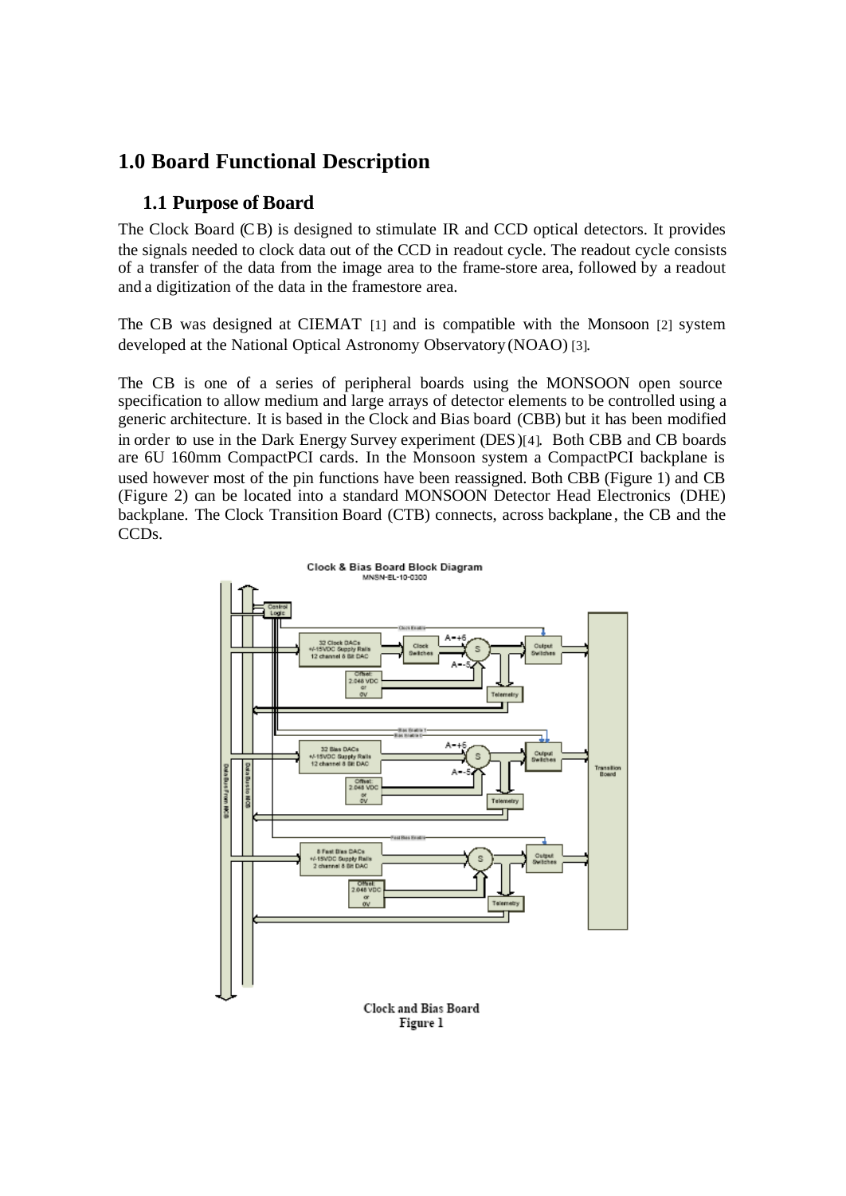# 1.0 Board Functional Description

## 1.1 Purpose of Board

The Clock Board (CB) is designed to stimulate IR and CCD optical detectors. It provides the signals needed to clock data out of the CCD in readout cycle. The readout cycle consists of a transfer of the data from the image area to the frame-store area, followed by a readout and a digitization of the data in the framestore area.

The CB was designed at CIEMAT [1] and is compatible with the Monsoon [2] system developed at the National Optical Astronomy Observatory (NOAO) [3].

The CB is one of a series of peripheral boards using the MONSOON open source specification to allow medium and large arrays of detector elements to be controlled using a generic architecture. It is based in the Clock and Bias board (CBB) but it has been modified in order to use in the Dark Energy Survey experiment (DES) [4]. Both CBB and CB boards are 6U 160mm CompactPCI cards. In the Monsoon system a CompactPCI backplane is used however most of the pin functions have been reassigned. Both CBB (Figure 1) and CB (Figure 2) can be located into a standard MONSOON Detector Head Electronics (DHE) backplane. The Clock Transition Board (CTB) connects, across backplane, the CB and the CCDs.

Clock & Bias Board Block Diagram
MNSN-EL-10-0300

Control Logic
Clock Enable
32 Clock DACs
+/-15VDC Supply Rails
12 channel 8 Bit DAC
Clock Switches
A=+5
A=-5
S
Output Switches
Offset: 2.048 VDC or 0V
Telemetry
Bias Enable
32 Bias DACs
+/-15VDC Supply Rails
12 channel 8 Bit DAC
Transition Board
Data Bus From MCB
Data Bus to MCB
Fast Bias Enable
8 Fast Bias DACs
+/-15VDC Supply Rails
2 channel 8 Bit DAC

Clock and Bias Board
Figure 1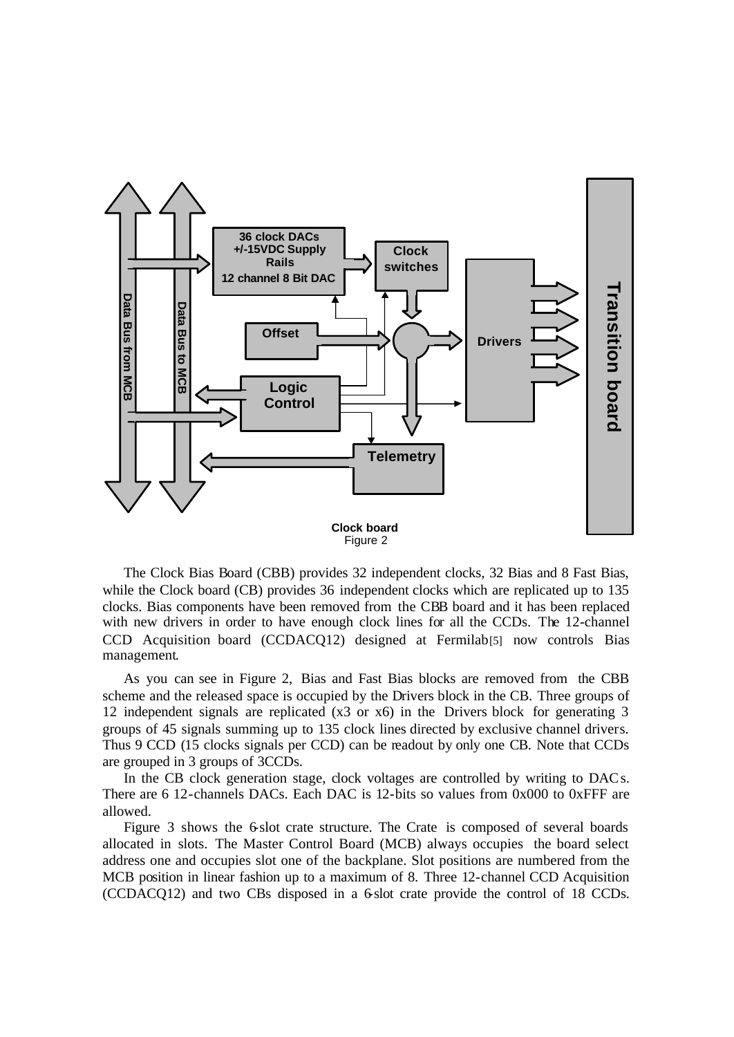**Clock board**
Figure 2

The Clock Bias Board (CBB) provides 32 independent clocks, 32 Bias and 8 Fast Bias, while the Clock board (CB) provides 36 independent clocks which are replicated up to 135 clocks. Bias components have been removed from the CBB board and it has been replaced with new drivers in order to have enough clock lines for all the CCDs. The 12-channel CCD Acquisition board (CCDACQ12) designed at Fermilab[5] now controls Bias management.

As you can see in Figure 2, Bias and Fast Bias blocks are removed from the CBB scheme and the released space is occupied by the Drivers block in the CB. Three groups of 12 independent signals are replicated (x3 or x6) in the Drivers block for generating 3 groups of 45 signals summing up to 135 clock lines directed by exclusive channel drivers. Thus 9 CCD (15 clocks signals per CCD) can be readout by only one CB. Note that CCDs are grouped in 3 groups of 3CCDs.

In the CB clock generation stage, clock voltages are controlled by writing to DACs. There are 6 12-channels DACs. Each DAC is 12-bits so values from 0x000 to 0xFFF are allowed.

Figure 3 shows the 6-slot crate structure. The Crate is composed of several boards allocated in slots. The Master Control Board (MCB) always occupies the board select address one and occupies slot one of the backplane. Slot positions are numbered from the MCB position in linear fashion up to a maximum of 8. Three 12-channel CCD Acquisition (CCDACQ12) and two CBs disposed in a 6-slot crate provide the control of 18 CCDs.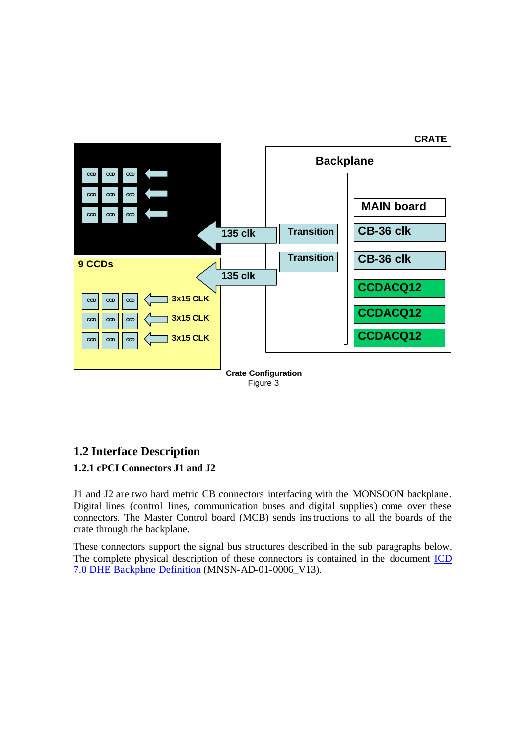CRATE

Backplane

MAIN board

CB-36 clk

CB-36 clk

CCDACQ12

CCDACQ12

CCDACQ12

Transition

Transition

135 clk

135 clk

9 CCDs

CCD CCD CCD

CCD CCD CCD

CCD CCD CCD

CCD CCD CCD 3x15 CLK

CCD CCD CCD 3x15 CLK

CCD CCD CCD 3x15 CLK

**Crate Configuration**
Figure 3

## 1.2 Interface Description

### 1.2.1 cPCI Connectors J1 and J2

J1 and J2 are two hard metric CB connectors interfacing with the MONSOON backplane. Digital lines (control lines, communication buses and digital supplies) come over these connectors. The Master Control board (MCB) sends instructions to all the boards of the crate through the backplane.

These connectors support the signal bus structures described in the sub paragraphs below. The complete physical description of these connectors is contained in the document ICD 7.0 DHE Backplane Definition (MNSN-AD-01-0006_V13).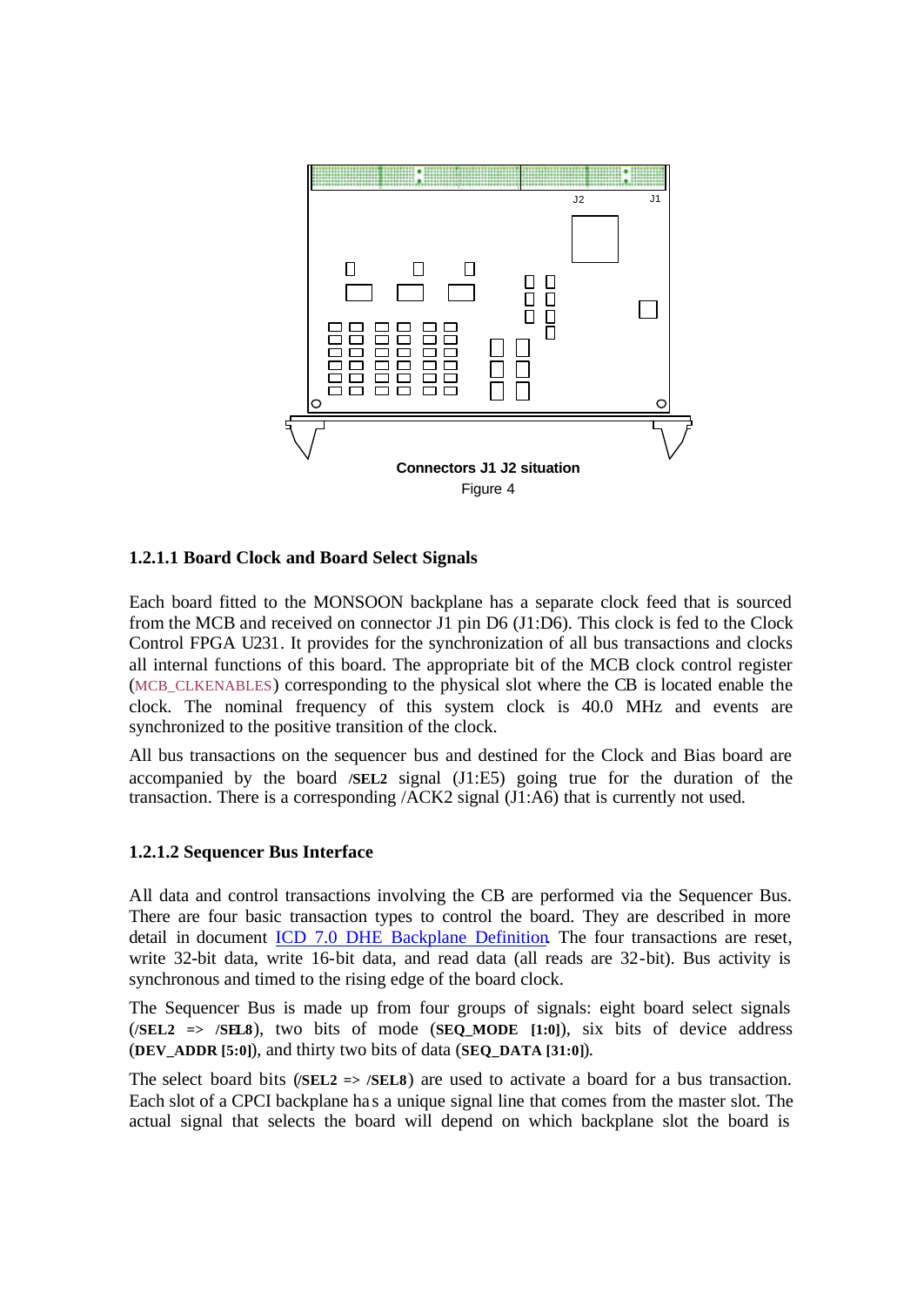J2 J1

**Connectors J1 J2 situation**

Figure 4

### 1.2.1.1 Board Clock and Board Select Signals

Each board fitted to the MONSOON backplane has a separate clock feed that is sourced from the MCB and received on connector J1 pin D6 (J1:D6). This clock is fed to the Clock Control FPGA U231. It provides for the synchronization of all bus transactions and clocks all internal functions of this board. The appropriate bit of the MCB clock control register (MCB_CLKENABLES) corresponding to the physical slot where the CB is located enable the clock. The nominal frequency of this system clock is 40.0 MHz and events are synchronized to the positive transition of the clock.

All bus transactions on the sequencer bus and destined for the Clock and Bias board are accompanied by the board **/SEL2** signal (J1:E5) going true for the duration of the transaction. There is a corresponding /ACK2 signal (J1:A6) that is currently not used.

### 1.2.1.2 Sequencer Bus Interface

All data and control transactions involving the CB are performed via the Sequencer Bus. There are four basic transaction types to control the board. They are described in more detail in document ICD 7.0 DHE Backplane Definition. The four transactions are reset, write 32-bit data, write 16-bit data, and read data (all reads are 32-bit). Bus activity is synchronous and timed to the rising edge of the board clock.

The Sequencer Bus is made up from four groups of signals: eight board select signals (**/SEL2** => **/SEL8**), two bits of mode (**SEQ_MODE [1:0]**), six bits of device address (**DEV_ADDR [5:0]**), and thirty two bits of data (**SEQ_DATA [31:0]**).

The select board bits (**/SEL2** => **/SEL8**) are used to activate a board for a bus transaction. Each slot of a CPCI backplane has a unique signal line that comes from the master slot. The actual signal that selects the board will depend on which backplane slot the board is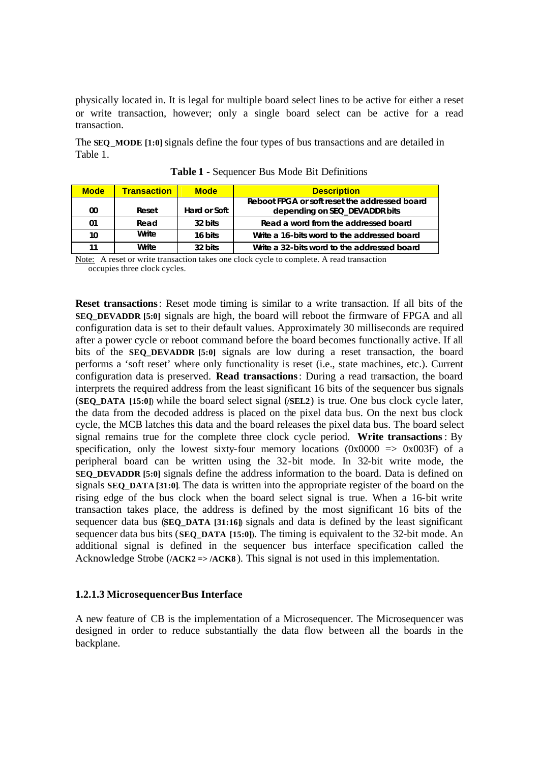physically located in. It is legal for multiple board select lines to be active for either a reset or write transaction, however; only a single board select can be active for a read transaction.

The **SEQ_MODE [1:0]** signals define the four types of bus transactions and are detailed in Table 1.

**Table 1** - Sequencer Bus Mode Bit Definitions

| Mode | Transaction | Mode | Description |
|---|---|---|---|
| 00 | Reset | Hard or Soft | Reboot FPGA or soft reset the addressed board depending on SEQ_DEVADDR bits |
| 01 | Read | 32 bits | Read a word from the addressed board |
| 10 | Write | 16 bits | Write a 16-bits word to the addressed board |
| 11 | Write | 32 bits | Write a 32-bits word to the addressed board |

Note: A reset or write transaction takes one clock cycle to complete. A read transaction occupies three clock cycles.

**Reset transactions**: Reset mode timing is similar to a write transaction. If all bits of the **SEQ_DEVADDR [5:0]** signals are high, the board will reboot the firmware of FPGA and all configuration data is set to their default values. Approximately 30 milliseconds are required after a power cycle or reboot command before the board becomes functionally active. If all bits of the **SEQ_DEVADDR [5:0]** signals are low during a reset transaction, the board performs a 'soft reset' where only functionality is reset (i.e., state machines, etc.). Current configuration data is preserved. **Read transactions**: During a read transaction, the board interprets the required address from the least significant 16 bits of the sequencer bus signals (**SEQ_DATA [15:0]**) while the board select signal (**/SEL2**) is true. One bus clock cycle later, the data from the decoded address is placed on the pixel data bus. On the next bus clock cycle, the MCB latches this data and the board releases the pixel data bus. The board select signal remains true for the complete three clock cycle period. **Write transactions**: By specification, only the lowest sixty-four memory locations (0x0000 => 0x003F) of a peripheral board can be written using the 32-bit mode. In 32-bit write mode, the **SEQ_DEVADDR [5:0]** signals define the address information to the board. Data is defined on signals **SEQ_DATA [31:0]**. The data is written into the appropriate register of the board on the rising edge of the bus clock when the board select signal is true. When a 16-bit write transaction takes place, the address is defined by the most significant 16 bits of the sequencer data bus (**SEQ_DATA [31:16]**) signals and data is defined by the least significant sequencer data bus bits (**SEQ_DATA [15:0]**). The timing is equivalent to the 32-bit mode. An additional signal is defined in the sequencer bus interface specification called the Acknowledge Strobe (**/ACK2 => /ACK8**). This signal is not used in this implementation.

### 1.2.1.3 Microsequencer Bus Interface

A new feature of CB is the implementation of a Microsequencer. The Microsequencer was designed in order to reduce substantially the data flow between all the boards in the backplane.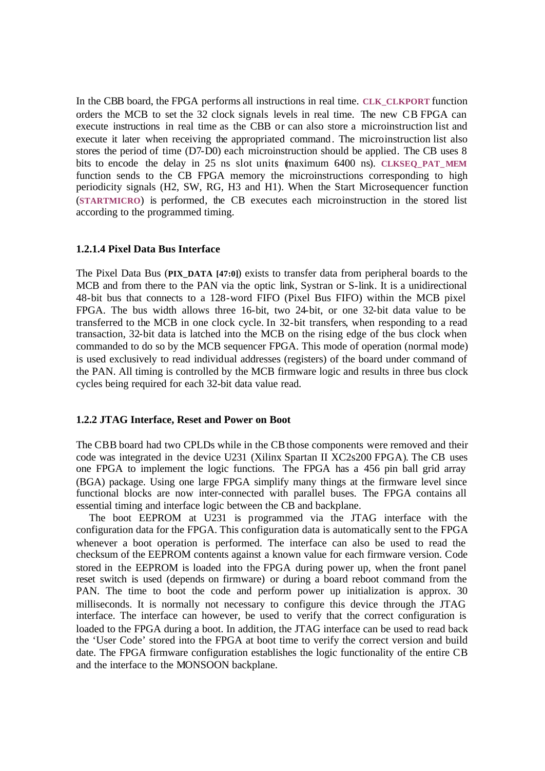In the CBB board, the FPGA performs all instructions in real time. **CLK_CLKPORT** function orders the MCB to set the 32 clock signals levels in real time. The new CB FPGA can execute instructions in real time as the CBB or can also store a microinstruction list and execute it later when receiving the appropriated command. The microinstruction list also stores the period of time (D7-D0) each microinstruction should be applied. The CB uses 8 bits to encode the delay in 25 ns slot units (maximum 6400 ns). **CLKSEQ_PAT_MEM** function sends to the CB FPGA memory the microinstructions corresponding to high periodicity signals (H2, SW, RG, H3 and H1). When the Start Microsequencer function (**STARTMICRO**) is performed, the CB executes each microinstruction in the stored list according to the programmed timing.

#### 1.2.1.4 Pixel Data Bus Interface

The Pixel Data Bus (**PIX_DATA [47:0]**) exists to transfer data from peripheral boards to the MCB and from there to the PAN via the optic link, Systran or S-link. It is a unidirectional 48-bit bus that connects to a 128-word FIFO (Pixel Bus FIFO) within the MCB pixel FPGA. The bus width allows three 16-bit, two 24-bit, or one 32-bit data value to be transferred to the MCB in one clock cycle. In 32-bit transfers, when responding to a read transaction, 32-bit data is latched into the MCB on the rising edge of the bus clock when commanded to do so by the MCB sequencer FPGA. This mode of operation (normal mode) is used exclusively to read individual addresses (registers) of the board under command of the PAN. All timing is controlled by the MCB firmware logic and results in three bus clock cycles being required for each 32-bit data value read.

### 1.2.2 JTAG Interface, Reset and Power on Boot

The CBB board had two CPLDs while in the CB those components were removed and their code was integrated in the device U231 (Xilinx Spartan II XC2s200 FPGA). The CB uses one FPGA to implement the logic functions. The FPGA has a 456 pin ball grid array (BGA) package. Using one large FPGA simplify many things at the firmware level since functional blocks are now inter-connected with parallel buses. The FPGA contains all essential timing and interface logic between the CB and backplane.

The boot EEPROM at U231 is programmed via the JTAG interface with the configuration data for the FPGA. This configuration data is automatically sent to the FPGA whenever a boot operation is performed. The interface can also be used to read the checksum of the EEPROM contents against a known value for each firmware version. Code stored in the EEPROM is loaded into the FPGA during power up, when the front panel reset switch is used (depends on firmware) or during a board reboot command from the PAN. The time to boot the code and perform power up initialization is approx. 30 milliseconds. It is normally not necessary to configure this device through the JTAG interface. The interface can however, be used to verify that the correct configuration is loaded to the FPGA during a boot. In addition, the JTAG interface can be used to read back the 'User Code' stored into the FPGA at boot time to verify the correct version and build date. The FPGA firmware configuration establishes the logic functionality of the entire CB and the interface to the MONSOON backplane.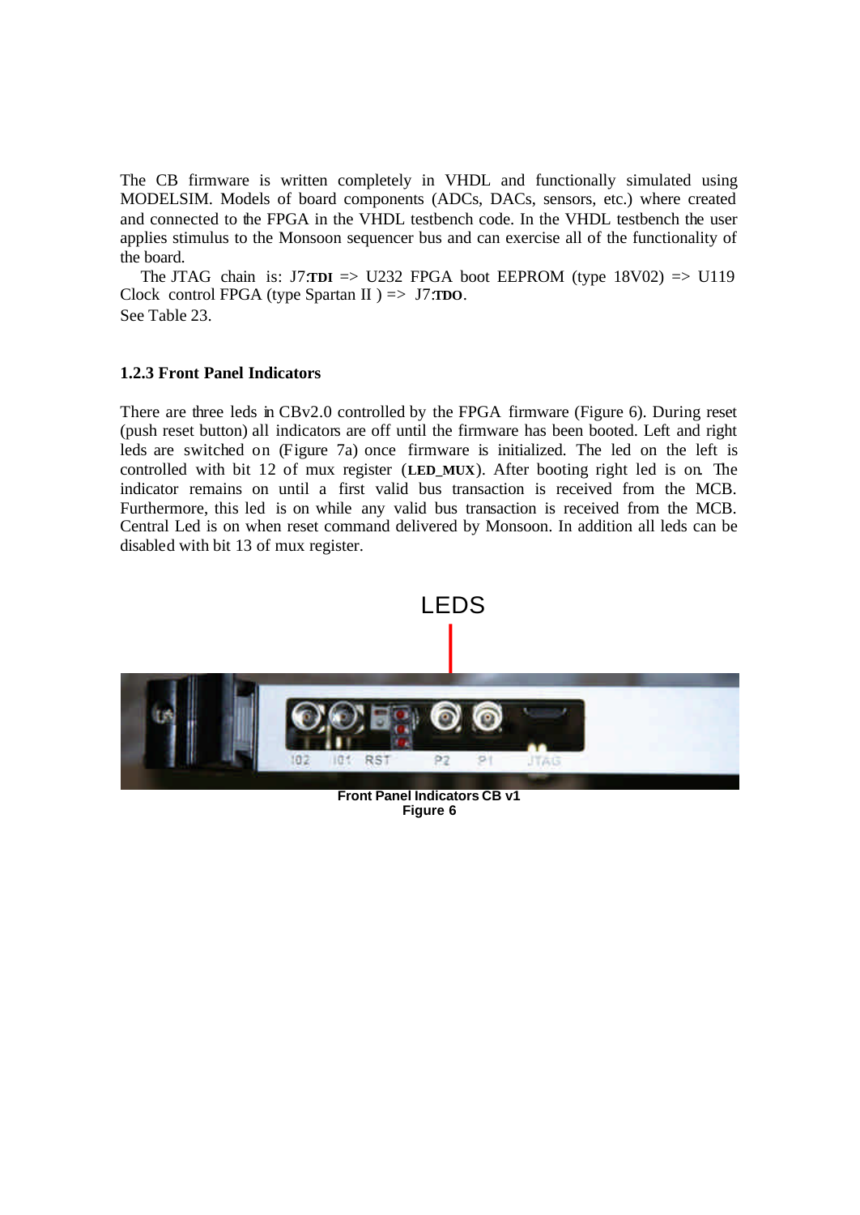The CB firmware is written completely in VHDL and functionally simulated using MODELSIM. Models of board components (ADCs, DACs, sensors, etc.) where created and connected to the FPGA in the VHDL testbench code. In the VHDL testbench the user applies stimulus to the Monsoon sequencer bus and can exercise all of the functionality of the board.

The JTAG chain is: J7:**TDI** => U232 FPGA boot EEPROM (type 18V02) => U119 Clock control FPGA (type Spartan II ) => J7:**TDO**.
See Table 23.

### 1.2.3 Front Panel Indicators

There are three leds in CBv2.0 controlled by the FPGA firmware (Figure 6). During reset (push reset button) all indicators are off until the firmware has been booted. Left and right leds are switched on (Figure 7a) once firmware is initialized. The led on the left is controlled with bit 12 of mux register (**LED_MUX**). After booting right led is on. The indicator remains on until a first valid bus transaction is received from the MCB. Furthermore, this led is on while any valid bus transaction is received from the MCB. Central Led is on when reset command delivered by Monsoon. In addition all leds can be disabled with bit 13 of mux register.

LEDS

IO2 IO1 RST P2 P1 JTAG

**Front Panel Indicators CB v1**
**Figure 6**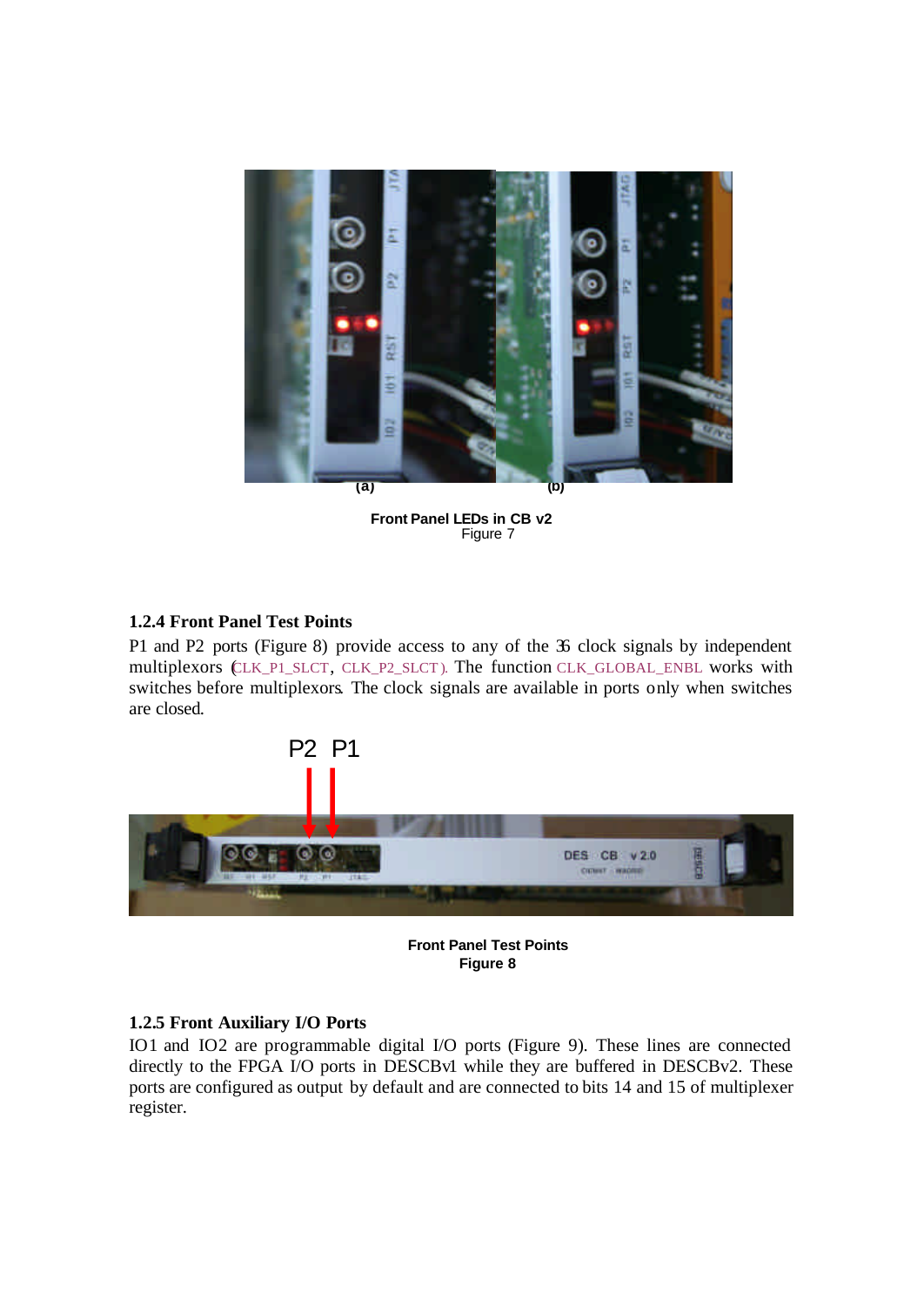(a) (b)

**Front Panel LEDs in CB v2**
Figure 7

### 1.2.4 Front Panel Test Points

P1 and P2 ports (Figure 8) provide access to any of the 36 clock signals by independent multiplexors (CLK_P1_SLCT, CLK_P2_SLCT). The function CLK_GLOBAL_ENBL works with switches before multiplexors. The clock signals are available in ports only when switches are closed.

P2 P1

**Front Panel Test Points**
**Figure 8**

### 1.2.5 Front Auxiliary I/O Ports

IO1 and IO2 are programmable digital I/O ports (Figure 9). These lines are connected directly to the FPGA I/O ports in DESCBv1 while they are buffered in DESCBv2. These ports are configured as output by default and are connected to bits 14 and 15 of multiplexer register.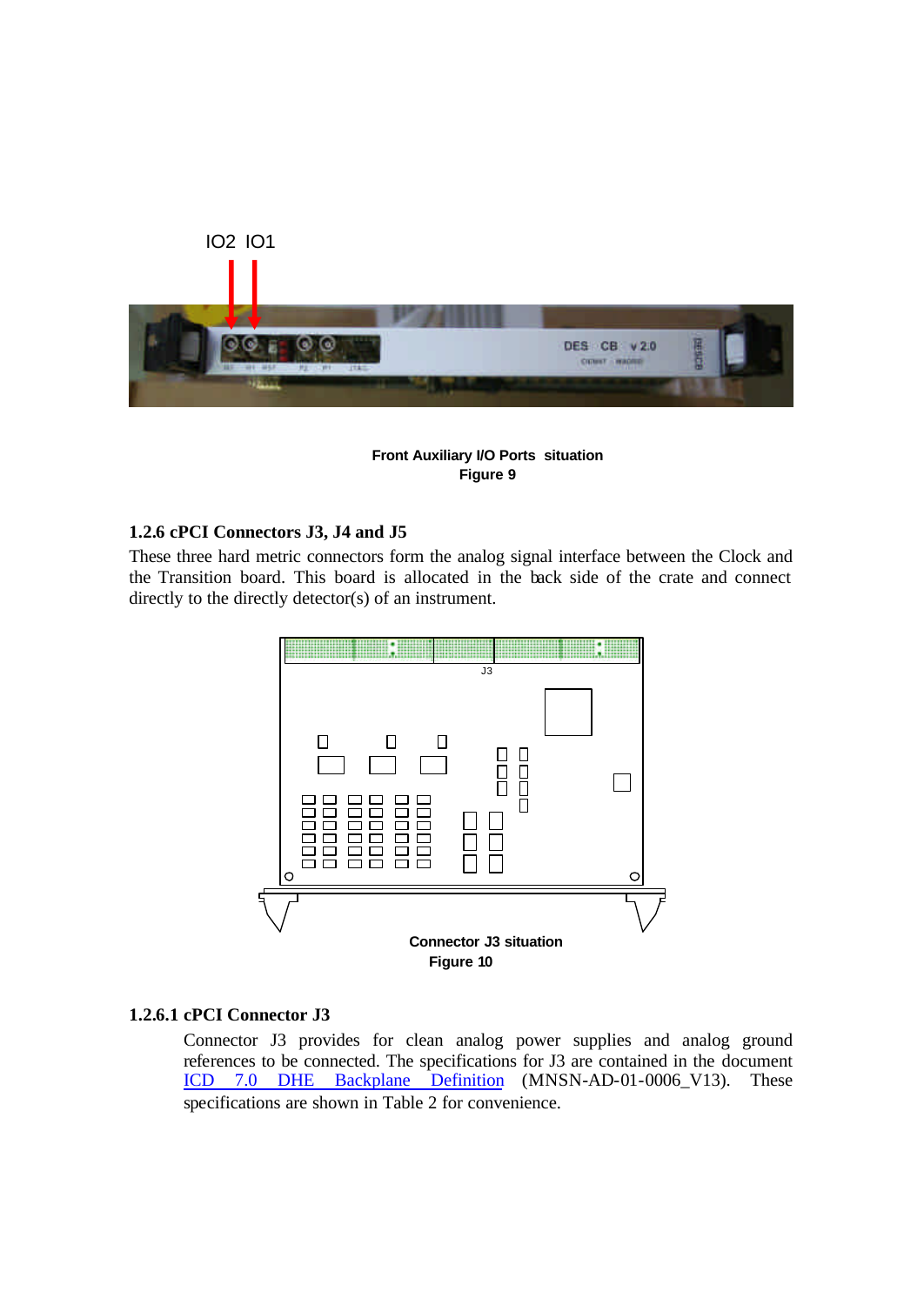Front Auxiliary I/O Ports situation
Figure 9

### 1.2.6 cPCI Connectors J3, J4 and J5

These three hard metric connectors form the analog signal interface between the Clock and the Transition board. This board is allocated in the back side of the crate and connect directly to the directly detector(s) of an instrument.

Connector J3 situation
Figure 10

#### 1.2.6.1 cPCI Connector J3

Connector J3 provides for clean analog power supplies and analog ground references to be connected. The specifications for J3 are contained in the document ICD 7.0 DHE Backplane Definition (MNSN-AD-01-0006_V13). These specifications are shown in Table 2 for convenience.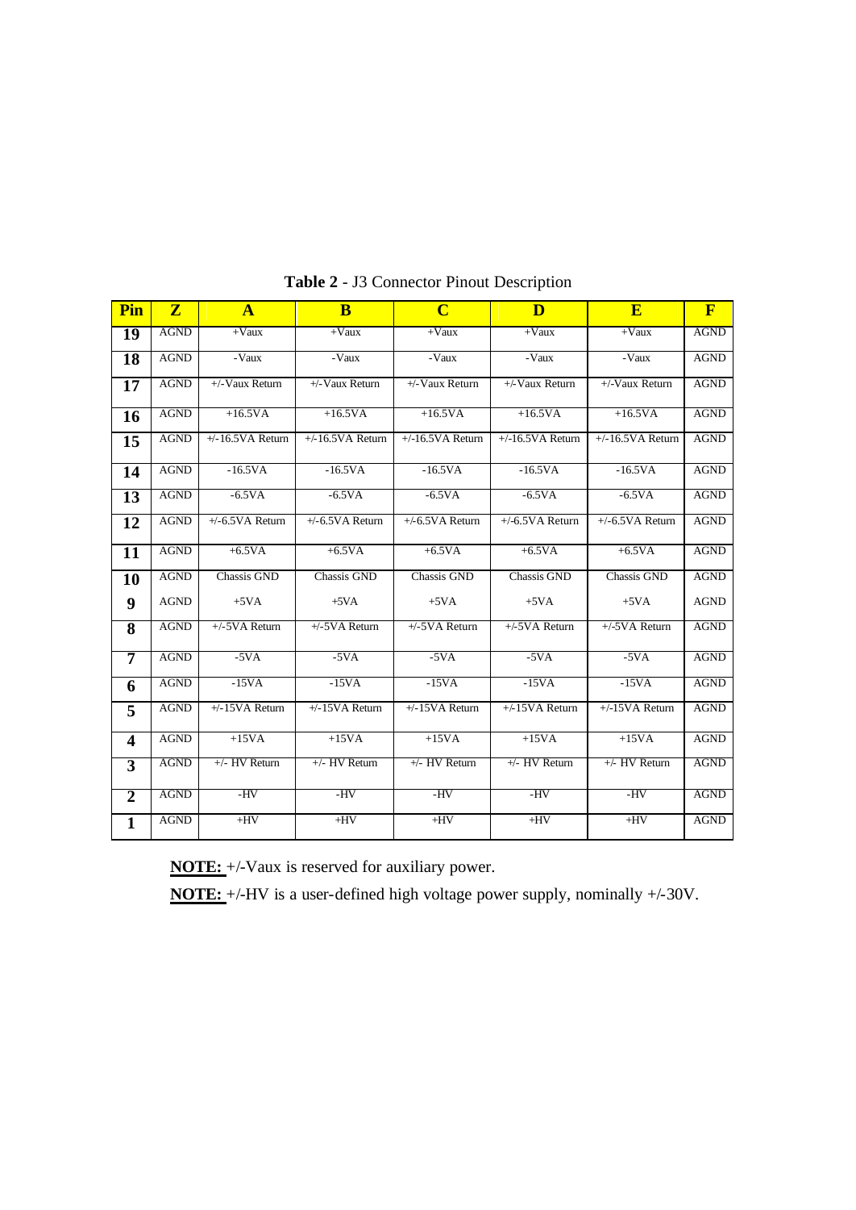**Table 2** - J3 Connector Pinout Description

| Pin | Z | A | B | C | D | E | F |
|---|---|---|---|---|---|---|---|
| 19 | AGND | +Vaux | +Vaux | +Vaux | +Vaux | +Vaux | AGND |
| 18 | AGND | -Vaux | -Vaux | -Vaux | -Vaux | -Vaux | AGND |
| 17 | AGND | +/-Vaux Return | +/-Vaux Return | +/-Vaux Return | +/-Vaux Return | +/-Vaux Return | AGND |
| 16 | AGND | +16.5VA | +16.5VA | +16.5VA | +16.5VA | +16.5VA | AGND |
| 15 | AGND | +/-16.5VA Return | +/-16.5VA Return | +/-16.5VA Return | +/-16.5VA Return | +/-16.5VA Return | AGND |
| 14 | AGND | -16.5VA | -16.5VA | -16.5VA | -16.5VA | -16.5VA | AGND |
| 13 | AGND | -6.5VA | -6.5VA | -6.5VA | -6.5VA | -6.5VA | AGND |
| 12 | AGND | +/-6.5VA Return | +/-6.5VA Return | +/-6.5VA Return | +/-6.5VA Return | +/-6.5VA Return | AGND |
| 11 | AGND | +6.5VA | +6.5VA | +6.5VA | +6.5VA | +6.5VA | AGND |
| 10 | AGND | Chassis GND | Chassis GND | Chassis GND | Chassis GND | Chassis GND | AGND |
| 9 | AGND | +5VA | +5VA | +5VA | +5VA | +5VA | AGND |
| 8 | AGND | +/-5VA Return | +/-5VA Return | +/-5VA Return | +/-5VA Return | +/-5VA Return | AGND |
| 7 | AGND | -5VA | -5VA | -5VA | -5VA | -5VA | AGND |
| 6 | AGND | -15VA | -15VA | -15VA | -15VA | -15VA | AGND |
| 5 | AGND | +/-15VA Return | +/-15VA Return | +/-15VA Return | +/-15VA Return | +/-15VA Return | AGND |
| 4 | AGND | +15VA | +15VA | +15VA | +15VA | +15VA | AGND |
| 3 | AGND | +/- HV Return | +/- HV Return | +/- HV Return | +/- HV Return | +/- HV Return | AGND |
| 2 | AGND | -HV | -HV | -HV | -HV | -HV | AGND |
| 1 | AGND | +HV | +HV | +HV | +HV | +HV | AGND |

**NOTE:** +/-Vaux is reserved for auxiliary power.

**NOTE:** +/-HV is a user-defined high voltage power supply, nominally +/-30V.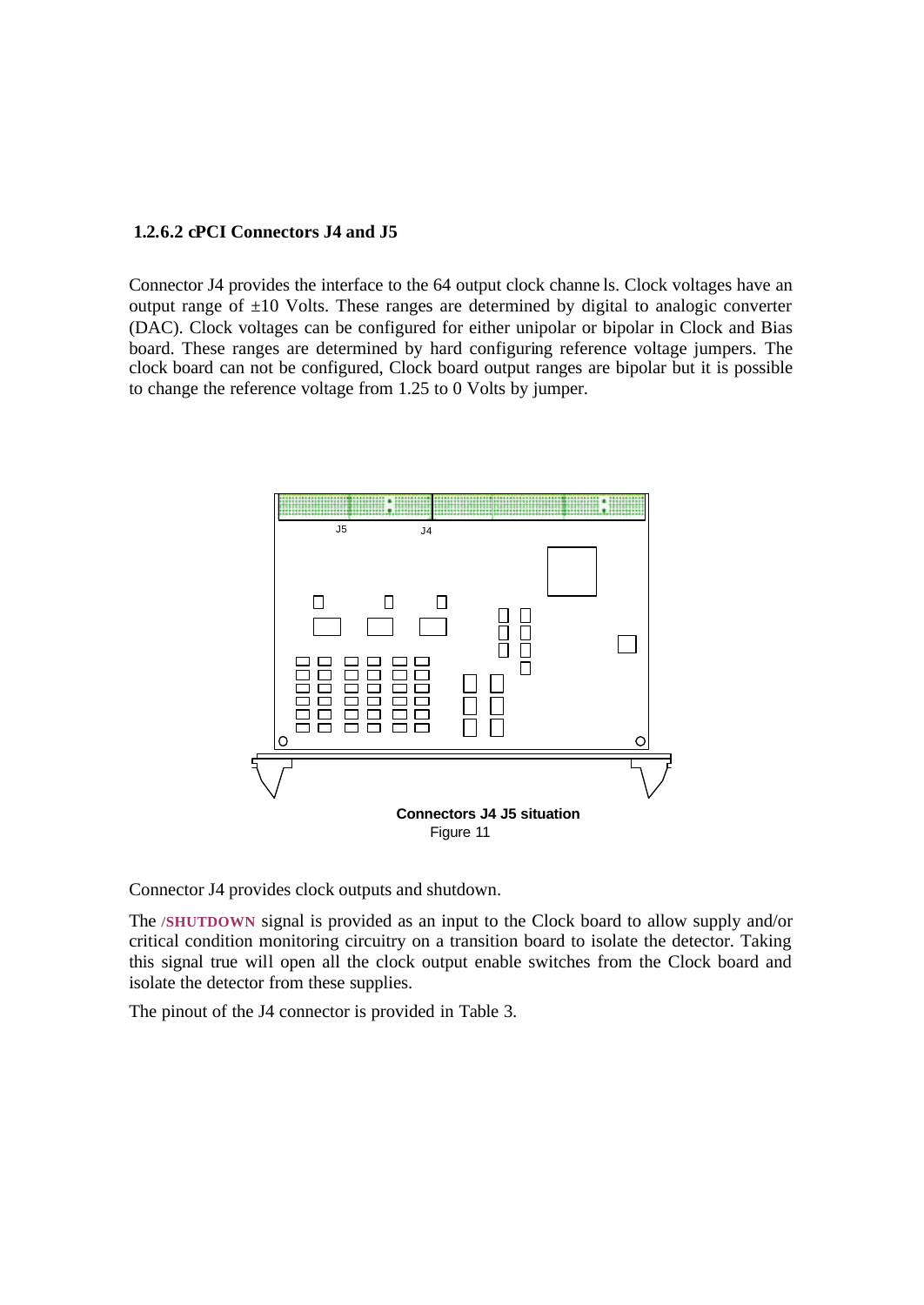### 1.2.6.2 cPCI Connectors J4 and J5

Connector J4 provides the interface to the 64 output clock channe ls. Clock voltages have an output range of ±10 Volts. These ranges are determined by digital to analogic converter (DAC). Clock voltages can be configured for either unipolar or bipolar in Clock and Bias board. These ranges are determined by hard configuring reference voltage jumpers. The clock board can not be configured, Clock board output ranges are bipolar but it is possible to change the reference voltage from 1.25 to 0 Volts by jumper.

J5

J4

**Connectors J4 J5 situation**

Figure 11

Connector J4 provides clock outputs and shutdown.

The **/SHUTDOWN** signal is provided as an input to the Clock board to allow supply and/or critical condition monitoring circuitry on a transition board to isolate the detector. Taking this signal true will open all the clock output enable switches from the Clock board and isolate the detector from these supplies.

The pinout of the J4 connector is provided in Table 3.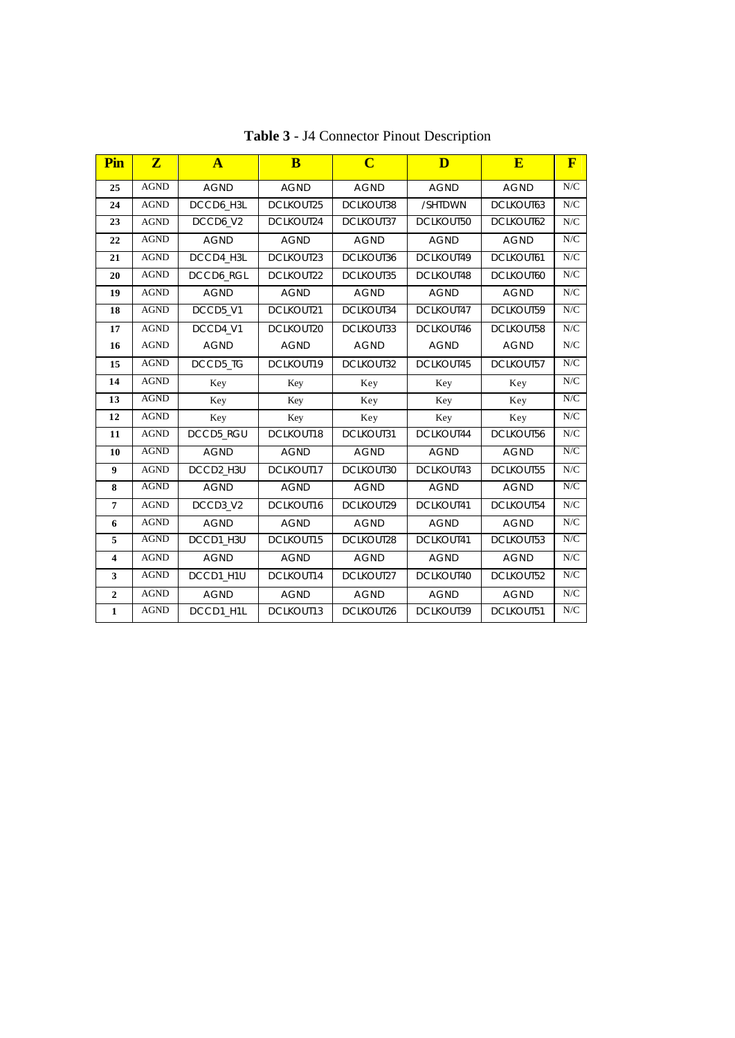**Table 3** - J4 Connector Pinout Description

| Pin | Z | A | B | C | D | E | F |
|---|---|---|---|---|---|---|---|
| 25 | AGND | AGND | AGND | AGND | AGND | AGND | N/C |
| 24 | AGND | DCCD6_H3L | DCLKOUT25 | DCLKOUT38 | /SHTDWN | DCLKOUT63 | N/C |
| 23 | AGND | DCCD6_V2 | DCLKOUT24 | DCLKOUT37 | DCLKOUT50 | DCLKOUT62 | N/C |
| 22 | AGND | AGND | AGND | AGND | AGND | AGND | N/C |
| 21 | AGND | DCCD4_H3L | DCLKOUT23 | DCLKOUT36 | DCLKOUT49 | DCLKOUT61 | N/C |
| 20 | AGND | DCCD6_RGL | DCLKOUT22 | DCLKOUT35 | DCLKOUT48 | DCLKOUT60 | N/C |
| 19 | AGND | AGND | AGND | AGND | AGND | AGND | N/C |
| 18 | AGND | DCCD5_V1 | DCLKOUT21 | DCLKOUT34 | DCLKOUT47 | DCLKOUT59 | N/C |
| 17 | AGND | DCCD4_V1 | DCLKOUT20 | DCLKOUT33 | DCLKOUT46 | DCLKOUT58 | N/C |
| 16 | AGND | AGND | AGND | AGND | AGND | AGND | N/C |
| 15 | AGND | DCCD5_TG | DCLKOUT19 | DCLKOUT32 | DCLKOUT45 | DCLKOUT57 | N/C |
| 14 | AGND | Key | Key | Key | Key | Key | N/C |
| 13 | AGND | Key | Key | Key | Key | Key | N/C |
| 12 | AGND | Key | Key | Key | Key | Key | N/C |
| 11 | AGND | DCCD5_RGU | DCLKOUT18 | DCLKOUT31 | DCLKOUT44 | DCLKOUT56 | N/C |
| 10 | AGND | AGND | AGND | AGND | AGND | AGND | N/C |
| 9 | AGND | DCCD2_H3U | DCLKOUT17 | DCLKOUT30 | DCLKOUT43 | DCLKOUT55 | N/C |
| 8 | AGND | AGND | AGND | AGND | AGND | AGND | N/C |
| 7 | AGND | DCCD3_V2 | DCLKOUT16 | DCLKOUT29 | DCLKOUT41 | DCLKOUT54 | N/C |
| 6 | AGND | AGND | AGND | AGND | AGND | AGND | N/C |
| 5 | AGND | DCCD1_H3U | DCLKOUT15 | DCLKOUT28 | DCLKOUT41 | DCLKOUT53 | N/C |
| 4 | AGND | AGND | AGND | AGND | AGND | AGND | N/C |
| 3 | AGND | DCCD1_H1U | DCLKOUT14 | DCLKOUT27 | DCLKOUT40 | DCLKOUT52 | N/C |
| 2 | AGND | AGND | AGND | AGND | AGND | AGND | N/C |
| 1 | AGND | DCCD1_H1L | DCLKOUT13 | DCLKOUT26 | DCLKOUT39 | DCLKOUT51 | N/C |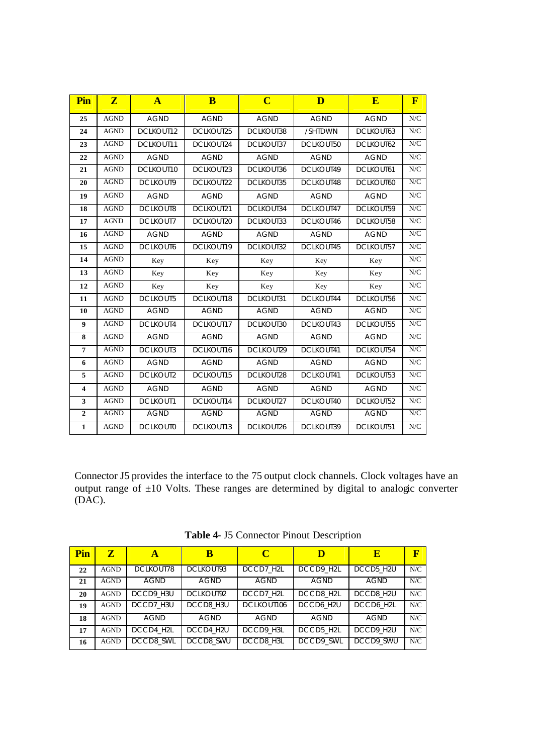| Pin | Z | A | B | C | D | E | F |
|---|---|---|---|---|---|---|---|
| 25 | AGND | AGND | AGND | AGND | AGND | AGND | N/C |
| 24 | AGND | DCLKOUT12 | DCLKOUT25 | DCLKOUT38 | /SHTDWN | DCLKOUT63 | N/C |
| 23 | AGND | DCLKOUT11 | DCLKOUT24 | DCLKOUT37 | DCLKOUT50 | DCLKOUT62 | N/C |
| 22 | AGND | AGND | AGND | AGND | AGND | AGND | N/C |
| 21 | AGND | DCLKOUT10 | DCLKOUT23 | DCLKOUT36 | DCLKOUT49 | DCLKOUT61 | N/C |
| 20 | AGND | DCLKOUT9 | DCLKOUT22 | DCLKOUT35 | DCLKOUT48 | DCLKOUT60 | N/C |
| 19 | AGND | AGND | AGND | AGND | AGND | AGND | N/C |
| 18 | AGND | DCLKOUT8 | DCLKOUT21 | DCLKOUT34 | DCLKOUT47 | DCLKOUT59 | N/C |
| 17 | AGND | DCLKOUT7 | DCLKOUT20 | DCLKOUT33 | DCLKOUT46 | DCLKOUT58 | N/C |
| 16 | AGND | AGND | AGND | AGND | AGND | AGND | N/C |
| 15 | AGND | DCLKOUT6 | DCLKOUT19 | DCLKOUT32 | DCLKOUT45 | DCLKOUT57 | N/C |
| 14 | AGND | Key | Key | Key | Key | Key | N/C |
| 13 | AGND | Key | Key | Key | Key | Key | N/C |
| 12 | AGND | Key | Key | Key | Key | Key | N/C |
| 11 | AGND | DCLKOUT5 | DCLKOUT18 | DCLKOUT31 | DCLKOUT44 | DCLKOUT56 | N/C |
| 10 | AGND | AGND | AGND | AGND | AGND | AGND | N/C |
| 9 | AGND | DCLKOUT4 | DCLKOUT17 | DCLKOUT30 | DCLKOUT43 | DCLKOUT55 | N/C |
| 8 | AGND | AGND | AGND | AGND | AGND | AGND | N/C |
| 7 | AGND | DCLKOUT3 | DCLKOUT16 | DCLKOUT29 | DCLKOUT41 | DCLKOUT54 | N/C |
| 6 | AGND | AGND | AGND | AGND | AGND | AGND | N/C |
| 5 | AGND | DCLKOUT2 | DCLKOUT15 | DCLKOUT28 | DCLKOUT41 | DCLKOUT53 | N/C |
| 4 | AGND | AGND | AGND | AGND | AGND | AGND | N/C |
| 3 | AGND | DCLKOUT1 | DCLKOUT14 | DCLKOUT27 | DCLKOUT40 | DCLKOUT52 | N/C |
| 2 | AGND | AGND | AGND | AGND | AGND | AGND | N/C |
| 1 | AGND | DCLKOUT0 | DCLKOUT13 | DCLKOUT26 | DCLKOUT39 | DCLKOUT51 | N/C |

Connector J5 provides the interface to the 75 output clock channels. Clock voltages have an output range of ±10 Volts. These ranges are determined by digital to analogic converter (DAC).

**Table 4-** J5 Connector Pinout Description

| Pin | Z | A | B | C | D | E | F |
|---|---|---|---|---|---|---|---|
| 22 | AGND | DCLKOUT78 | DCLKOUT93 | DCCD7_H2L | DCCD9_H2L | DCCD5_H2U | N/C |
| 21 | AGND | AGND | AGND | AGND | AGND | AGND | N/C |
| 20 | AGND | DCCD9_H3U | DCLKOUT92 | DCCD7_H2L | DCCD8_H2L | DCCD8_H2U | N/C |
| 19 | AGND | DCCD7_H3U | DCCD8_H3U | DCLKOUT106 | DCCD6_H2U | DCCD6_H2L | N/C |
| 18 | AGND | AGND | AGND | AGND | AGND | AGND | N/C |
| 17 | AGND | DCCD4_H2L | DCCD4_H2U | DCCD9_H3L | DCCD5_H2L | DCCD9_H2U | N/C |
| 16 | AGND | DCCD8_SWL | DCCD8_SWU | DCCD8_H3L | DCCD9_SWL | DCCD9_SWU | N/C |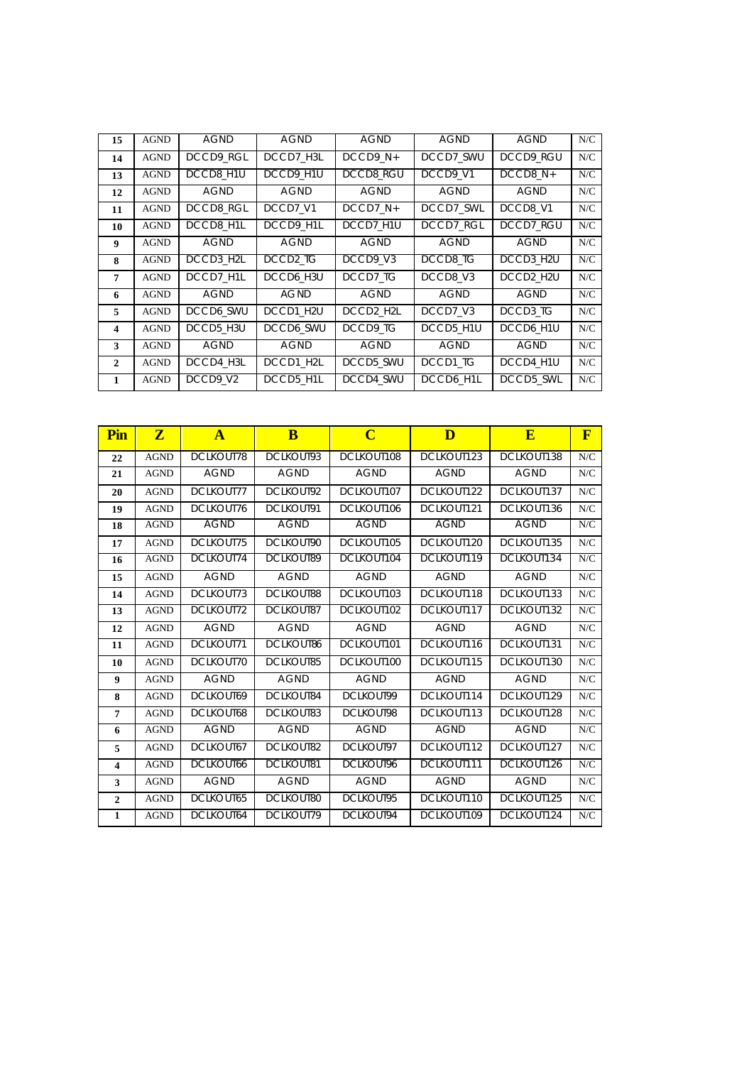| | | | | | | | |
|---|---|---|---|---|---|---|---|
| **15** | AGND | AGND | AGND | AGND | AGND | AGND | N/C |
| **14** | AGND | DCCD9_RGL | DCCD7_H3L | DCCD9_N+ | DCCD7_SWU | DCCD9_RGU | N/C |
| **13** | AGND | DCCD8_H1U | DCCD9_H1U | DCCD8_RGU | DCCD9_V1 | DCCD8_N+ | N/C |
| **12** | AGND | AGND | AGND | AGND | AGND | AGND | N/C |
| **11** | AGND | DCCD8_RGL | DCCD7_V1 | DCCD7_N+ | DCCD7_SWL | DCCD8_V1 | N/C |
| **10** | AGND | DCCD8_H1L | DCCD9_H1L | DCCD7_H1U | DCCD7_RGL | DCCD7_RGU | N/C |
| **9** | AGND | AGND | AGND | AGND | AGND | AGND | N/C |
| **8** | AGND | DCCD3_H2L | DCCD2_TG | DCCD9_V3 | DCCD8_TG | DCCD3_H2U | N/C |
| **7** | AGND | DCCD7_H1L | DCCD6_H3U | DCCD7_TG | DCCD8_V3 | DCCD2_H2U | N/C |
| **6** | AGND | AGND | AGND | AGND | AGND | AGND | N/C |
| **5** | AGND | DCCD6_SWU | DCCD1_H2U | DCCD2_H2L | DCCD7_V3 | DCCD3_TG | N/C |
| **4** | AGND | DCCD5_H3U | DCCD6_SWU | DCCD9_TG | DCCD5_H1U | DCCD6_H1U | N/C |
| **3** | AGND | AGND | AGND | AGND | AGND | AGND | N/C |
| **2** | AGND | DCCD4_H3L | DCCD1_H2L | DCCD5_SWU | DCCD1_TG | DCCD4_H1U | N/C |
| **1** | AGND | DCCD9_V2 | DCCD5_H1L | DCCD4_SWU | DCCD6_H1L | DCCD5_SWL | N/C |

| Pin | Z | A | B | C | D | E | F |
|---|---|---|---|---|---|---|---|
| **22** | AGND | DCLKOUT78 | DCLKOUT93 | DCLKOUT108 | DCLKOUT123 | DCLKOUT138 | N/C |
| **21** | AGND | AGND | AGND | AGND | AGND | AGND | N/C |
| **20** | AGND | DCLKOUT77 | DCLKOUT92 | DCLKOUT107 | DCLKOUT122 | DCLKOUT137 | N/C |
| **19** | AGND | DCLKOUT76 | DCLKOUT91 | DCLKOUT106 | DCLKOUT121 | DCLKOUT136 | N/C |
| **18** | AGND | AGND | AGND | AGND | AGND | AGND | N/C |
| **17** | AGND | DCLKOUT75 | DCLKOUT90 | DCLKOUT105 | DCLKOUT120 | DCLKOUT135 | N/C |
| **16** | AGND | DCLKOUT74 | DCLKOUT89 | DCLKOUT104 | DCLKOUT119 | DCLKOUT134 | N/C |
| **15** | AGND | AGND | AGND | AGND | AGND | AGND | N/C |
| **14** | AGND | DCLKOUT73 | DCLKOUT88 | DCLKOUT103 | DCLKOUT118 | DCLKOUT133 | N/C |
| **13** | AGND | DCLKOUT72 | DCLKOUT87 | DCLKOUT102 | DCLKOUT117 | DCLKOUT132 | N/C |
| **12** | AGND | AGND | AGND | AGND | AGND | AGND | N/C |
| **11** | AGND | DCLKOUT71 | DCLKOUT86 | DCLKOUT101 | DCLKOUT116 | DCLKOUT131 | N/C |
| **10** | AGND | DCLKOUT70 | DCLKOUT85 | DCLKOUT100 | DCLKOUT115 | DCLKOUT130 | N/C |
| **9** | AGND | AGND | AGND | AGND | AGND | AGND | N/C |
| **8** | AGND | DCLKOUT69 | DCLKOUT84 | DCLKOUT99 | DCLKOUT114 | DCLKOUT129 | N/C |
| **7** | AGND | DCLKOUT68 | DCLKOUT83 | DCLKOUT98 | DCLKOUT113 | DCLKOUT128 | N/C |
| **6** | AGND | AGND | AGND | AGND | AGND | AGND | N/C |
| **5** | AGND | DCLKOUT67 | DCLKOUT82 | DCLKOUT97 | DCLKOUT112 | DCLKOUT127 | N/C |
| **4** | AGND | DCLKOUT66 | DCLKOUT81 | DCLKOUT96 | DCLKOUT111 | DCLKOUT126 | N/C |
| **3** | AGND | AGND | AGND | AGND | AGND | AGND | N/C |
| **2** | AGND | DCLKOUT65 | DCLKOUT80 | DCLKOUT95 | DCLKOUT110 | DCLKOUT125 | N/C |
| **1** | AGND | DCLKOUT64 | DCLKOUT79 | DCLKOUT94 | DCLKOUT109 | DCLKOUT124 | N/C |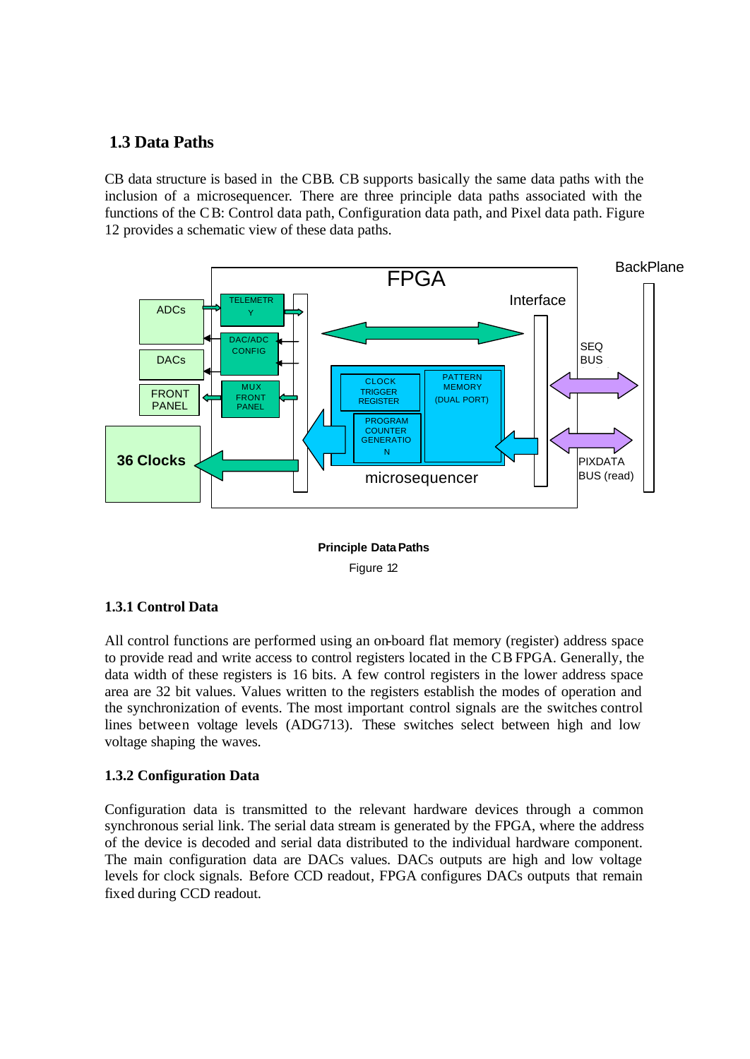## 1.3 Data Paths

CB data structure is based in the CBB. CB supports basically the same data paths with the inclusion of a microsequencer. There are three principle data paths associated with the functions of the CB: Control data path, Configuration data path, and Pixel data path. Figure 12 provides a schematic view of these data paths.

FPGA

BackPlane

Interface

ADCs

TELEMETRY

DAC/ADC CONFIG

DACs

SEQ BUS

FRONT PANEL

MUX FRONT PANEL

CLOCK TRIGGER REGISTER

PATTERN MEMORY (DUAL PORT)

PROGRAM COUNTER GENERATION

36 Clocks

PIXDATA BUS (read)

microsequencer

**Principle Data Paths**

Figure 12

### 1.3.1 Control Data

All control functions are performed using an on-board flat memory (register) address space to provide read and write access to control registers located in the CB FPGA. Generally, the data width of these registers is 16 bits. A few control registers in the lower address space area are 32 bit values. Values written to the registers establish the modes of operation and the synchronization of events. The most important control signals are the switches control lines between voltage levels (ADG713). These switches select between high and low voltage shaping the waves.

### 1.3.2 Configuration Data

Configuration data is transmitted to the relevant hardware devices through a common synchronous serial link. The serial data stream is generated by the FPGA, where the address of the device is decoded and serial data distributed to the individual hardware component. The main configuration data are DACs values. DACs outputs are high and low voltage levels for clock signals. Before CCD readout, FPGA configures DACs outputs that remain fixed during CCD readout.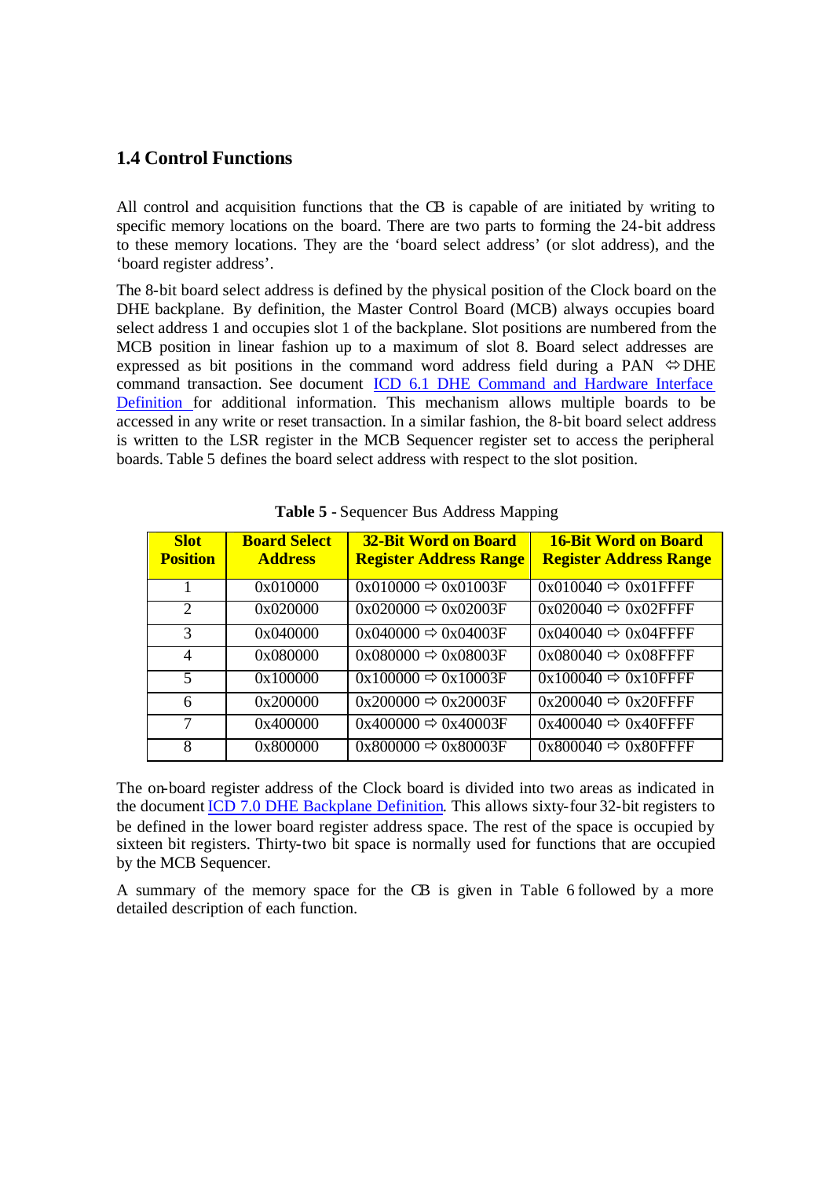## 1.4 Control Functions

All control and acquisition functions that the CB is capable of are initiated by writing to specific memory locations on the board. There are two parts to forming the 24-bit address to these memory locations. They are the 'board select address' (or slot address), and the 'board register address'.

The 8-bit board select address is defined by the physical position of the Clock board on the DHE backplane. By definition, the Master Control Board (MCB) always occupies board select address 1 and occupies slot 1 of the backplane. Slot positions are numbered from the MCB position in linear fashion up to a maximum of slot 8. Board select addresses are expressed as bit positions in the command word address field during a PAN ⇔ DHE command transaction. See document ICD 6.1 DHE Command and Hardware Interface Definition for additional information. This mechanism allows multiple boards to be accessed in any write or reset transaction. In a similar fashion, the 8-bit board select address is written to the LSR register in the MCB Sequencer register set to access the peripheral boards. Table 5 defines the board select address with respect to the slot position.

**Table 5 -** Sequencer Bus Address Mapping

| Slot Position | Board Select Address | 32-Bit Word on Board Register Address Range | 16-Bit Word on Board Register Address Range |
|---|---|---|---|
| 1 | 0x010000 | 0x010000 ⇨ 0x01003F | 0x010040 ⇨ 0x01FFFF |
| 2 | 0x020000 | 0x020000 ⇨ 0x02003F | 0x020040 ⇨ 0x02FFFF |
| 3 | 0x040000 | 0x040000 ⇨ 0x04003F | 0x040040 ⇨ 0x04FFFF |
| 4 | 0x080000 | 0x080000 ⇨ 0x08003F | 0x080040 ⇨ 0x08FFFF |
| 5 | 0x100000 | 0x100000 ⇨ 0x10003F | 0x100040 ⇨ 0x10FFFF |
| 6 | 0x200000 | 0x200000 ⇨ 0x20003F | 0x200040 ⇨ 0x20FFFF |
| 7 | 0x400000 | 0x400000 ⇨ 0x40003F | 0x400040 ⇨ 0x40FFFF |
| 8 | 0x800000 | 0x800000 ⇨ 0x80003F | 0x800040 ⇨ 0x80FFFF |

The on-board register address of the Clock board is divided into two areas as indicated in the document ICD 7.0 DHE Backplane Definition. This allows sixty-four 32-bit registers to be defined in the lower board register address space. The rest of the space is occupied by sixteen bit registers. Thirty-two bit space is normally used for functions that are occupied by the MCB Sequencer.

A summary of the memory space for the CB is given in Table 6 followed by a more detailed description of each function.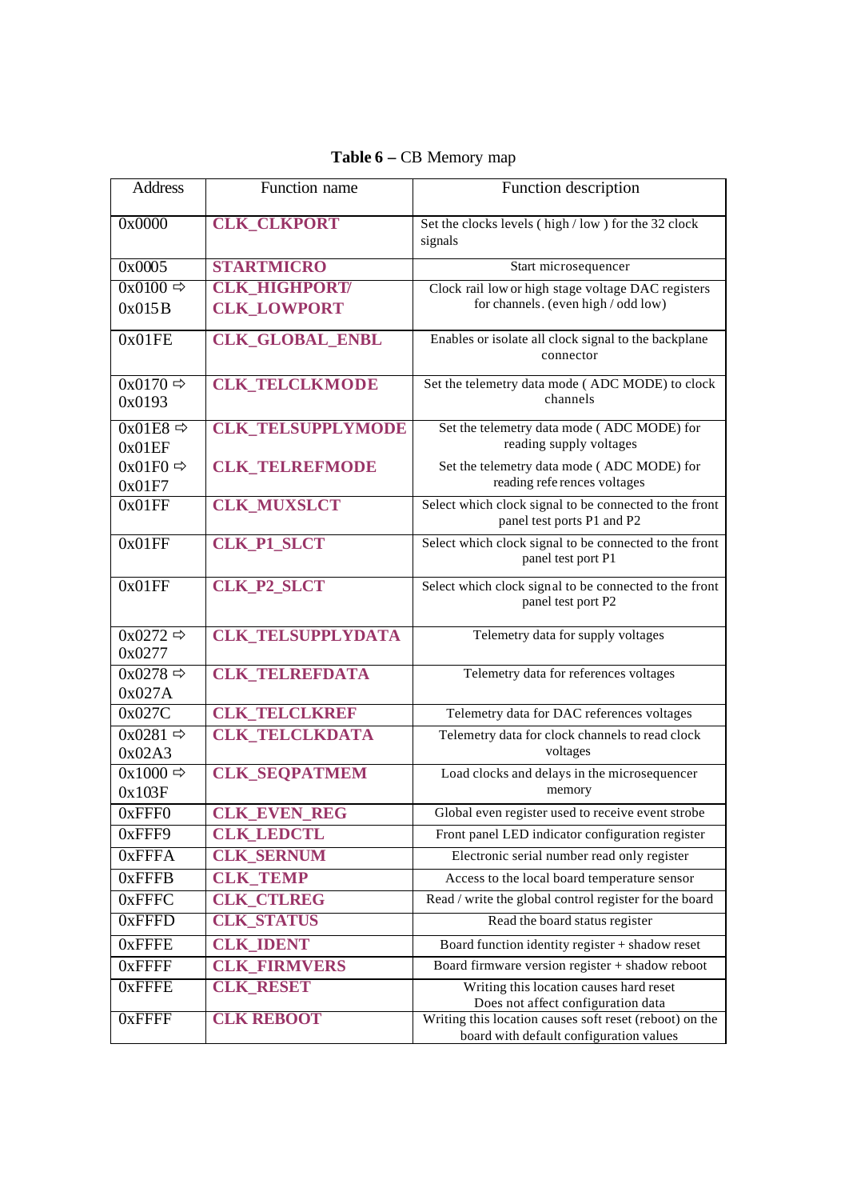**Table 6 –** CB Memory map

| Address | Function name | Function description |
|---|---|---|
| 0x0000 | **CLK_CLKPORT** | Set the clocks levels ( high / low ) for the 32 clock signals |
| 0x0005 | **STARTMICRO** | Start microsequencer |
| 0x0100 ⇨ 0x015B | **CLK_HIGHPORT/ CLK_LOWPORT** | Clock rail low or high stage voltage DAC registers for channels. (even high / odd low) |
| 0x01FE | **CLK_GLOBAL_ENBL** | Enables or isolate all clock signal to the backplane connector |
| 0x0170 ⇨ 0x0193 | **CLK_TELCLKMODE** | Set the telemetry data mode ( ADC MODE) to clock channels |
| 0x01E8 ⇨ 0x01EF | **CLK_TELSUPPLYMODE** | Set the telemetry data mode ( ADC MODE) for reading supply voltages |
| 0x01F0 ⇨ 0x01F7 | **CLK_TELREFMODE** | Set the telemetry data mode ( ADC MODE) for reading references voltages |
| 0x01FF | **CLK_MUXSLCT** | Select which clock signal to be connected to the front panel test ports P1 and P2 |
| 0x01FF | **CLK_P1_SLCT** | Select which clock signal to be connected to the front panel test port P1 |
| 0x01FF | **CLK_P2_SLCT** | Select which clock signal to be connected to the front panel test port P2 |
| 0x0272 ⇨ 0x0277 | **CLK_TELSUPPLYDATA** | Telemetry data for supply voltages |
| 0x0278 ⇨ 0x027A | **CLK_TELREFDATA** | Telemetry data for references voltages |
| 0x027C | **CLK_TELCLKREF** | Telemetry data for DAC references voltages |
| 0x0281 ⇨ 0x02A3 | **CLK_TELCLKDATA** | Telemetry data for clock channels to read clock voltages |
| 0x1000 ⇨ 0x103F | **CLK_SEQPATMEM** | Load clocks and delays in the microsequencer memory |
| 0xFFF0 | **CLK_EVEN_REG** | Global even register used to receive event strobe |
| 0xFFF9 | **CLK_LEDCTL** | Front panel LED indicator configuration register |
| 0xFFFA | **CLK_SERNUM** | Electronic serial number read only register |
| 0xFFFB | **CLK_TEMP** | Access to the local board temperature sensor |
| 0xFFFC | **CLK_CTLREG** | Read / write the global control register for the board |
| 0xFFFD | **CLK_STATUS** | Read the board status register |
| 0xFFFE | **CLK_IDENT** | Board function identity register + shadow reset |
| 0xFFFF | **CLK_FIRMVERS** | Board firmware version register + shadow reboot |
| 0xFFFE | **CLK_RESET** | Writing this location causes hard reset<br>Does not affect configuration data |
| 0xFFFF | **CLK REBOOT** | Writing this location causes soft reset (reboot) on the board with default configuration values |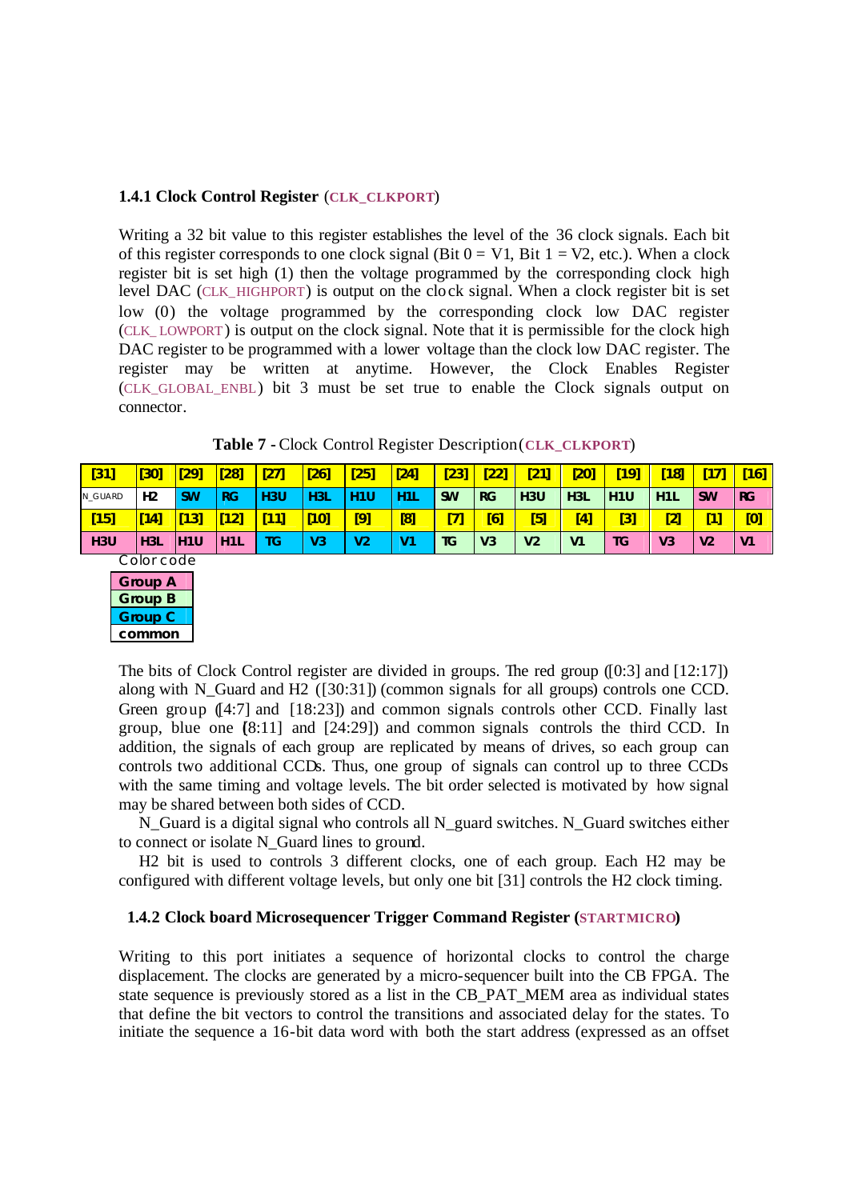### 1.4.1 Clock Control Register (CLK_CLKPORT)

Writing a 32 bit value to this register establishes the level of the 36 clock signals. Each bit of this register corresponds to one clock signal (Bit 0 = V1, Bit 1 = V2, etc.). When a clock register bit is set high (1) then the voltage programmed by the corresponding clock high level DAC (CLK_HIGHPORT) is output on the clock signal. When a clock register bit is set low (0) the voltage programmed by the corresponding clock low DAC register (CLK_LOWPORT) is output on the clock signal. Note that it is permissible for the clock high DAC register to be programmed with a lower voltage than the clock low DAC register. The register may be written at anytime. However, the Clock Enables Register (CLK_GLOBAL_ENBL) bit 3 must be set true to enable the Clock signals output on connector.

**Table 7 -** Clock Control Register Description (CLK_CLKPORT)

| | | | | | | | | | | | | | | | |
|---|---|---|---|---|---|---|---|---|---|---|---|---|---|---|---|
| [31] | [30] | [29] | [28] | [27] | [26] | [25] | [24] | [23] | [22] | [21] | [20] | [19] | [18] | [17] | [16] |
| N_GUARD | H2 | SW | RG | H3U | H3L | H1U | H1L | SW | RG | H3U | H3L | H1U | H1L | SW | RG |
| [15] | [14] | [13] | [12] | [11] | [10] | [9] | [8] | [7] | [6] | [5] | [4] | [3] | [2] | [1] | [0] |
| H3U | H3L | H1U | H1L | TG | V3 | V2 | V1 | TG | V3 | V2 | V1 | TG | V3 | V2 | V1 |

Color code

| |
|---|
| Group A |
| Group B |
| Group C |
| common |

The bits of Clock Control register are divided in groups. The red group ([0:3] and [12:17]) along with N_Guard and H2 ([30:31]) (common signals for all groups) controls one CCD. Green group ([4:7] and [18:23]) and common signals controls other CCD. Finally last group, blue one ([8:11] and [24:29]) and common signals controls the third CCD. In addition, the signals of each group are replicated by means of drives, so each group can controls two additional CCDs. Thus, one group of signals can control up to three CCDs with the same timing and voltage levels. The bit order selected is motivated by how signal may be shared between both sides of CCD.

N_Guard is a digital signal who controls all N_guard switches. N_Guard switches either to connect or isolate N_Guard lines to ground.

H2 bit is used to controls 3 different clocks, one of each group. Each H2 may be configured with different voltage levels, but only one bit [31] controls the H2 clock timing.

### 1.4.2 Clock board Microsequencer Trigger Command Register (STARTMICRO)

Writing to this port initiates a sequence of horizontal clocks to control the charge displacement. The clocks are generated by a micro-sequencer built into the CB FPGA. The state sequence is previously stored as a list in the CB_PAT_MEM area as individual states that define the bit vectors to control the transitions and associated delay for the states. To initiate the sequence a 16-bit data word with both the start address (expressed as an offset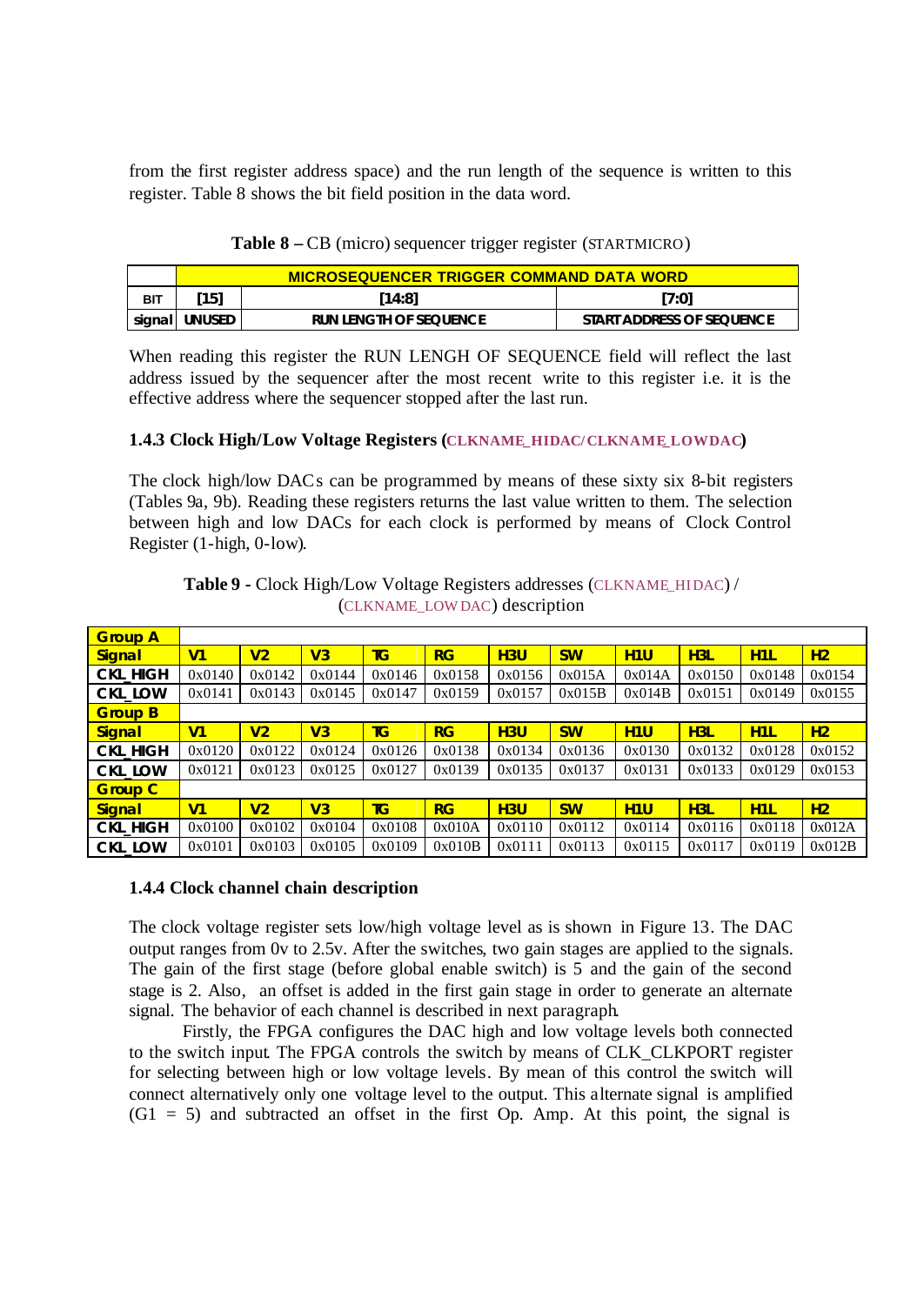from the first register address space) and the run length of the sequence is written to this register. Table 8 shows the bit field position in the data word.

**Table 8 –** CB (micro) sequencer trigger register (STARTMICRO)

| | MICROSEQUENCER TRIGGER COMMAND DATA WORD | | |
|---|---|---|---|
| BIT | [15] | [14:8] | [7:0] |
| signal | UNUSED | RUN LENGTH OF SEQUENCE | START ADDRESS OF SEQUENCE |

When reading this register the RUN LENGH OF SEQUENCE field will reflect the last address issued by the sequencer after the most recent write to this register i.e. it is the effective address where the sequencer stopped after the last run.

### 1.4.3 Clock High/Low Voltage Registers (CLKNAME_HIDAC/CLKNAME_LOWDAC)

The clock high/low DACs can be programmed by means of these sixty six 8-bit registers (Tables 9a, 9b). Reading these registers returns the last value written to them. The selection between high and low DACs for each clock is performed by means of Clock Control Register (1-high, 0-low).

**Table 9 -** Clock High/Low Voltage Registers addresses (CLKNAME_HIDAC) / (CLKNAME_LOWDAC) description

| Group A | | | | | | | | | | | |
|---|---|---|---|---|---|---|---|---|---|---|---|
| Signal | V1 | V2 | V3 | TG | RG | H3U | SW | H1U | H3L | H1L | H2 |
| CKL_HIGH | 0x0140 | 0x0142 | 0x0144 | 0x0146 | 0x0158 | 0x0156 | 0x015A | 0x014A | 0x0150 | 0x0148 | 0x0154 |
| CKL_LOW | 0x0141 | 0x0143 | 0x0145 | 0x0147 | 0x0159 | 0x0157 | 0x015B | 0x014B | 0x0151 | 0x0149 | 0x0155 |
| Group B | | | | | | | | | | | |
| Signal | V1 | V2 | V3 | TG | RG | H3U | SW | H1U | H3L | H1L | H2 |
| CKL_HIGH | 0x0120 | 0x0122 | 0x0124 | 0x0126 | 0x0138 | 0x0134 | 0x0136 | 0x0130 | 0x0132 | 0x0128 | 0x0152 |
| CKL_LOW | 0x0121 | 0x0123 | 0x0125 | 0x0127 | 0x0139 | 0x0135 | 0x0137 | 0x0131 | 0x0133 | 0x0129 | 0x0153 |
| Group C | | | | | | | | | | | |
| Signal | V1 | V2 | V3 | TG | RG | H3U | SW | H1U | H3L | H1L | H2 |
| CKL_HIGH | 0x0100 | 0x0102 | 0x0104 | 0x0108 | 0x010A | 0x0110 | 0x0112 | 0x0114 | 0x0116 | 0x0118 | 0x012A |
| CKL_LOW | 0x0101 | 0x0103 | 0x0105 | 0x0109 | 0x010B | 0x0111 | 0x0113 | 0x0115 | 0x0117 | 0x0119 | 0x012B |

### 1.4.4 Clock channel chain description

The clock voltage register sets low/high voltage level as is shown in Figure 13. The DAC output ranges from 0v to 2.5v. After the switches, two gain stages are applied to the signals. The gain of the first stage (before global enable switch) is 5 and the gain of the second stage is 2. Also, an offset is added in the first gain stage in order to generate an alternate signal. The behavior of each channel is described in next paragraph.

Firstly, the FPGA configures the DAC high and low voltage levels both connected to the switch input. The FPGA controls the switch by means of CLK_CLKPORT register for selecting between high or low voltage levels. By mean of this control the switch will connect alternatively only one voltage level to the output. This alternate signal is amplified (G1 = 5) and subtracted an offset in the first Op. Amp. At this point, the signal is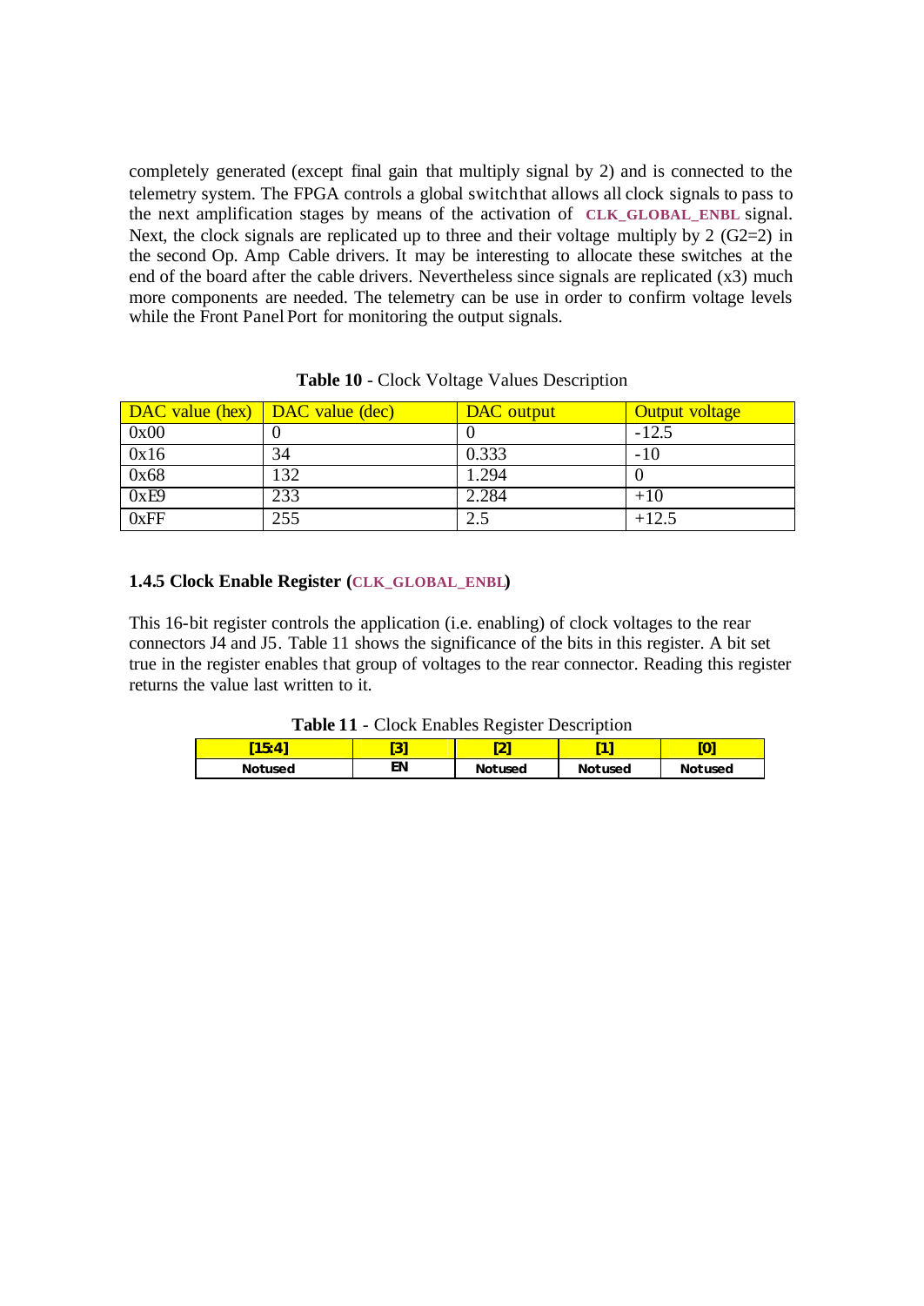completely generated (except final gain that multiply signal by 2) and is connected to the telemetry system. The FPGA controls a global switch that allows all clock signals to pass to the next amplification stages by means of the activation of CLK_GLOBAL_ENBL signal. Next, the clock signals are replicated up to three and their voltage multiply by 2 (G2=2) in the second Op. Amp Cable drivers. It may be interesting to allocate these switches at the end of the board after the cable drivers. Nevertheless since signals are replicated (x3) much more components are needed. The telemetry can be use in order to confirm voltage levels while the Front Panel Port for monitoring the output signals.

**Table 10** - Clock Voltage Values Description

| DAC value (hex) | DAC value (dec) | DAC output | Output voltage |
|---|---|---|---|
| 0x00 | 0 | 0 | -12.5 |
| 0x16 | 34 | 0.333 | -10 |
| 0x68 | 132 | 1.294 | 0 |
| 0xE9 | 233 | 2.284 | +10 |
| 0xFF | 255 | 2.5 | +12.5 |

### 1.4.5 Clock Enable Register (CLK_GLOBAL_ENBL)

This 16-bit register controls the application (i.e. enabling) of clock voltages to the rear connectors J4 and J5. Table 11 shows the significance of the bits in this register. A bit set true in the register enables that group of voltages to the rear connector. Reading this register returns the value last written to it.

**Table 11** - Clock Enables Register Description

| [15:4] | [3] | [2] | [1] | [0] |
|---|---|---|---|---|
| Not used | EN | Not used | Not used | Not used |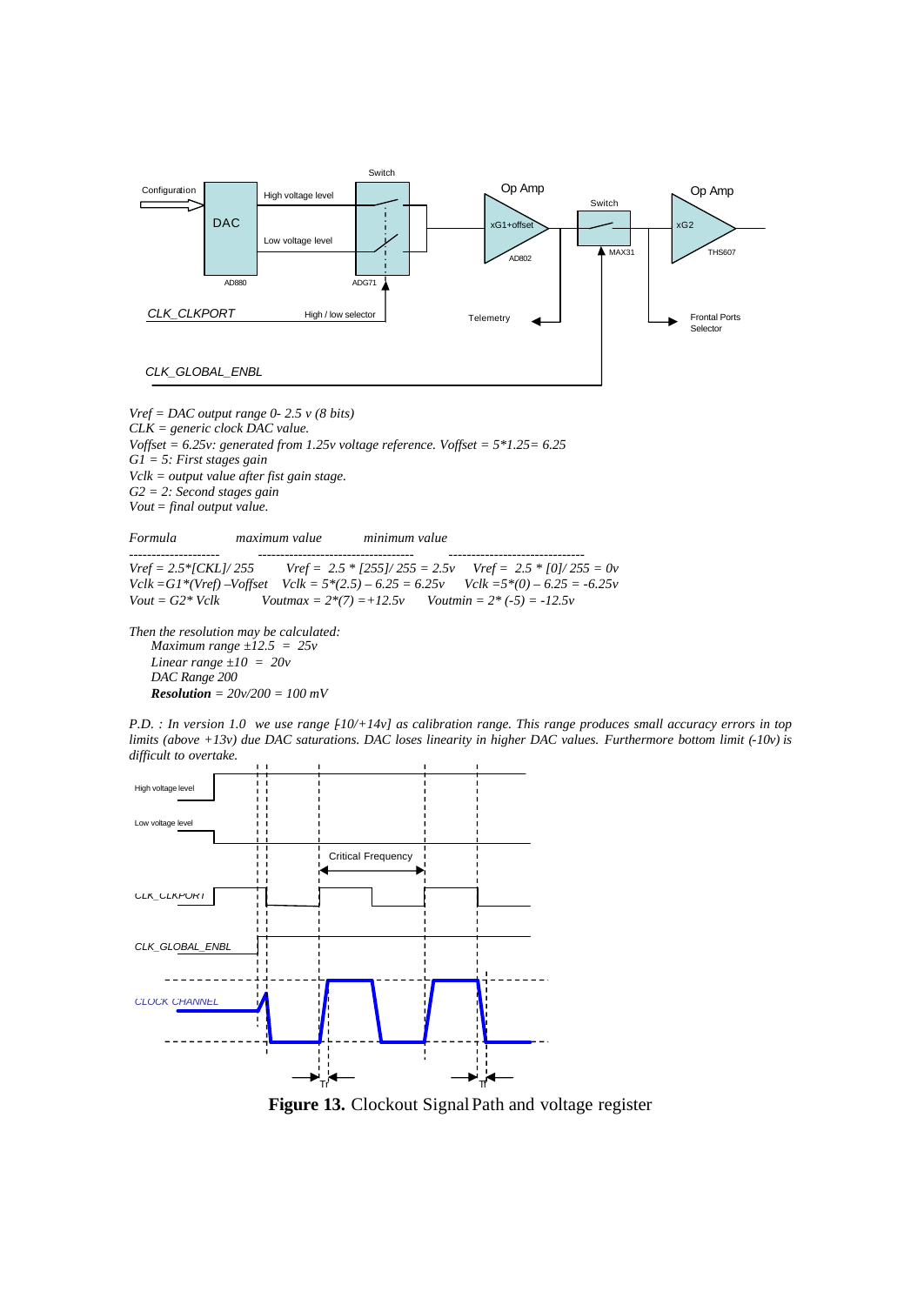Configuration

DAC

AD880

High voltage level

Low voltage level

Switch

ADG71

Op Amp

xG1+offset

AD802

Switch

MAX31

Op Amp

xG2

THS607

CLK_CLKPORT

High / low selector

Telemetry

Frontal Ports Selector

CLK_GLOBAL_ENBL

*Vref = DAC output range 0- 2.5 v (8 bits)*
*CLK = generic clock DAC value.*
*Voffset = 6.25v: generated from 1.25v voltage reference. Voffset = 5\*1.25= 6.25*
*G1 = 5: First stages gain*
*Vclk = output value after fist gain stage.*
*G2 = 2: Second stages gain*
*Vout = final output value.*

| Formula | maximum value | minimum value |
|---|---|---|
| $V_{ref} = 2.5 \cdot [CKL]/ 255$ | $V_{ref} = 2.5 \cdot [255]/ 255 = 2.5v$ | $V_{ref} = 2.5 \cdot [0]/ 255 = 0v$ |
| $V_{clk} = G1 \cdot (V_{ref}) - V_{offset}$ | $V_{clk} = 5 \cdot (2.5) - 6.25 = 6.25v$ | $V_{clk} = 5 \cdot (0) - 6.25 = -6.25v$ |
| $V_{out} = G2 \cdot V_{clk}$ | $V_{outmax} = 2 \cdot (7) = +12.5v$ | $V_{outmin} = 2 \cdot (-5) = -12.5v$ |

*Then the resolution may be calculated:*

*Maximum range ±12.5 = 25v*
*Linear range ±10 = 20v*
*DAC Range 200*
***Resolution** = 20v/200 = 100 mV*

*P.D. : In version 1.0 we use range [-10/+14v] as calibration range. This range produces small accuracy errors in top limits (above +13v) due DAC saturations. DAC loses linearity in higher DAC values. Furthermore bottom limit (-10v) is difficult to overtake.*

High voltage level

Low voltage level

Critical Frequency

CLK_CLKPORT

CLK_GLOBAL_ENBL

CLOCK CHANNEL

Tr

Tf

**Figure 13.** Clockout Signal Path and voltage register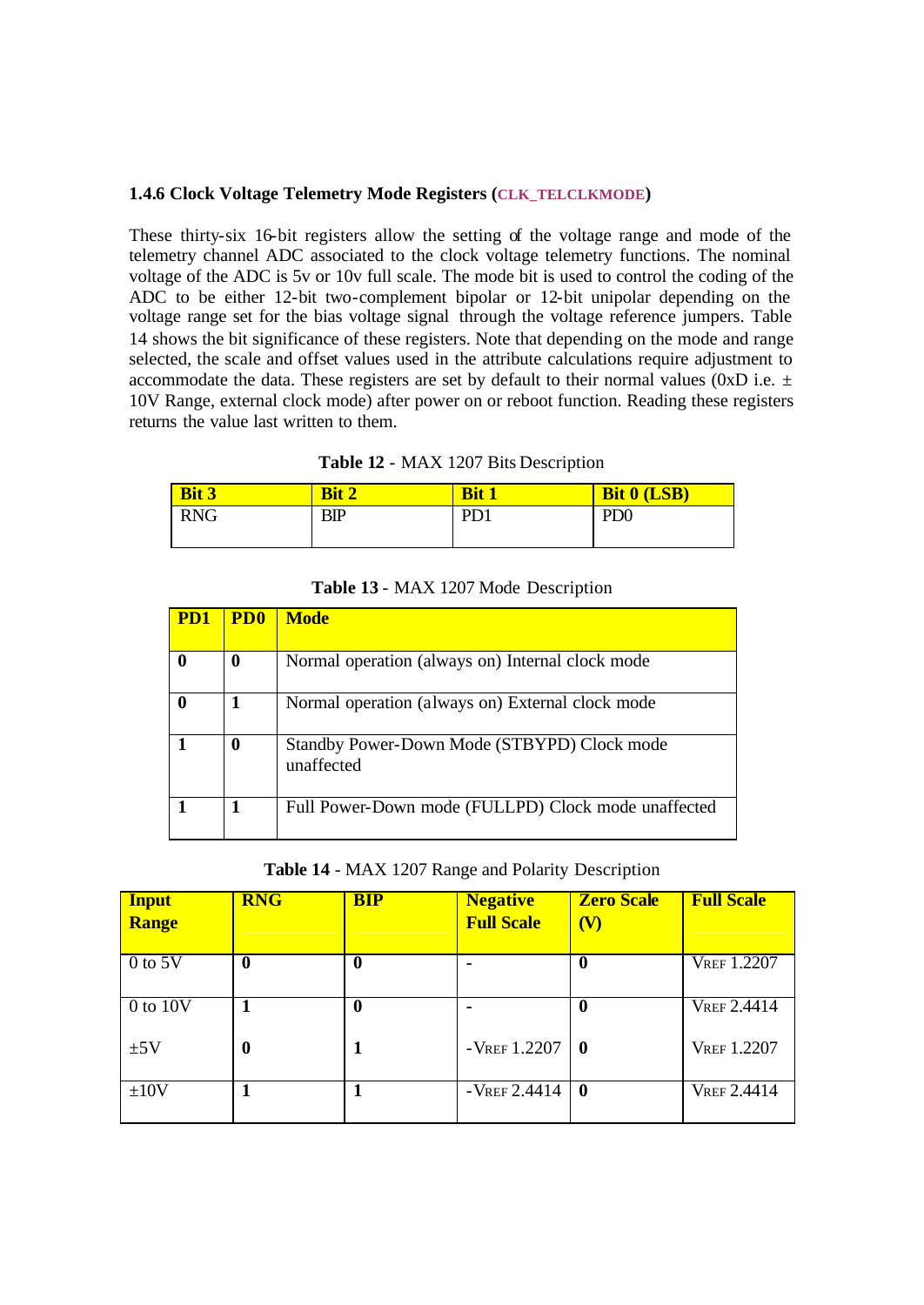### 1.4.6 Clock Voltage Telemetry Mode Registers (CLK_TELCLKMODE)

These thirty-six 16-bit registers allow the setting of the voltage range and mode of the telemetry channel ADC associated to the clock voltage telemetry functions. The nominal voltage of the ADC is 5v or 10v full scale. The mode bit is used to control the coding of the ADC to be either 12-bit two-complement bipolar or 12-bit unipolar depending on the voltage range set for the bias voltage signal through the voltage reference jumpers. Table 14 shows the bit significance of these registers. Note that depending on the mode and range selected, the scale and offset values used in the attribute calculations require adjustment to accommodate the data. These registers are set by default to their normal values (0xD i.e. ± 10V Range, external clock mode) after power on or reboot function. Reading these registers returns the value last written to them.

**Table 12** - MAX 1207 Bits Description

| Bit 3 | Bit 2 | Bit 1 | Bit 0 (LSB) |
|---|---|---|---|
| RNG | BIP | PD1 | PD0 |

**Table 13** - MAX 1207 Mode Description

| PD1 | PD0 | Mode |
|---|---|---|
| **0** | **0** | Normal operation (always on) Internal clock mode |
| **0** | **1** | Normal operation (always on) External clock mode |
| **1** | **0** | Standby Power-Down Mode (STBYPD) Clock mode unaffected |
| **1** | **1** | Full Power-Down mode (FULLPD) Clock mode unaffected |

**Table 14** - MAX 1207 Range and Polarity Description

| Input Range | RNG | BIP | Negative Full Scale | Zero Scale (V) | Full Scale |
|---|---|---|---|---|---|
| 0 to 5V | **0** | **0** | - | **0** | VREF 1.2207 |
| 0 to 10V | **1** | **0** | - | **0** | VREF 2.4414 |
| ±5V | **0** | **1** | -VREF 1.2207 | **0** | VREF 1.2207 |
| ±10V | **1** | **1** | -VREF 2.4414 | **0** | VREF 2.4414 |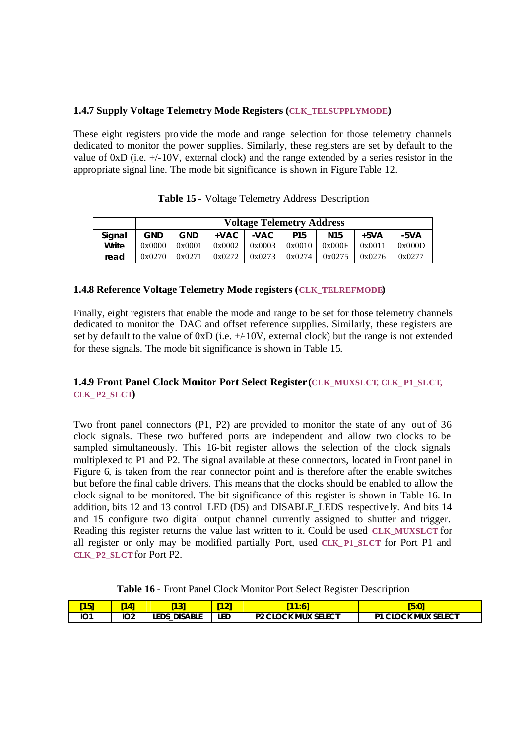### 1.4.7 Supply Voltage Telemetry Mode Registers (CLK_TELSUPPLYMODE)

These eight registers provide the mode and range selection for those telemetry channels dedicated to monitor the power supplies. Similarly, these registers are set by default to the value of 0xD (i.e. +/-10V, external clock) and the range extended by a series resistor in the appropriate signal line. The mode bit significance is shown in Figure Table 12.

**Table 15** - Voltage Telemetry Address Description

| | Voltage Telemetry Address | | | | | | | |
|---|---|---|---|---|---|---|---|---|
| **Signal** | **GND** | **GND** | **+VAC** | **-VAC** | **P15** | **N15** | **+5VA** | **-5VA** |
| **Write** | 0x0000 | 0x0001 | 0x0002 | 0x0003 | 0x0010 | 0x000F | 0x0011 | 0x000D |
| **read** | 0x0270 | 0x0271 | 0x0272 | 0x0273 | 0x0274 | 0x0275 | 0x0276 | 0x0277 |

### 1.4.8 Reference Voltage Telemetry Mode registers (CLK_TELREFMODE)

Finally, eight registers that enable the mode and range to be set for those telemetry channels dedicated to monitor the DAC and offset reference supplies. Similarly, these registers are set by default to the value of 0xD (i.e. +/-10V, external clock) but the range is not extended for these signals. The mode bit significance is shown in Table 15.

### 1.4.9 Front Panel Clock Monitor Port Select Register (CLK_MUXSLCT, CLK_P1_SLCT, CLK_P2_SLCT)

Two front panel connectors (P1, P2) are provided to monitor the state of any out of 36 clock signals. These two buffered ports are independent and allow two clocks to be sampled simultaneously. This 16-bit register allows the selection of the clock signals multiplexed to P1 and P2. The signal available at these connectors, located in Front panel in Figure 6, is taken from the rear connector point and is therefore after the enable switches but before the final cable drivers. This means that the clocks should be enabled to allow the clock signal to be monitored. The bit significance of this register is shown in Table 16. In addition, bits 12 and 13 control LED (D5) and DISABLE_LEDS respectively. And bits 14 and 15 configure two digital output channel currently assigned to shutter and trigger. Reading this register returns the value last written to it. Could be used CLK_MUXSLCT for all register or only may be modified partially Port, used CLK_P1_SLCT for Port P1 and CLK_P2_SLCT for Port P2.

**Table 16** - Front Panel Clock Monitor Port Select Register Description

| [15] | [14] | [13] | [12] | [11:6] | [5:0] |
|---|---|---|---|---|---|
| IO1 | IO2 | LEDS_DISABLE | LED | P2 CLOCK MUX SELECT | P1 CLOCK MUX SELECT |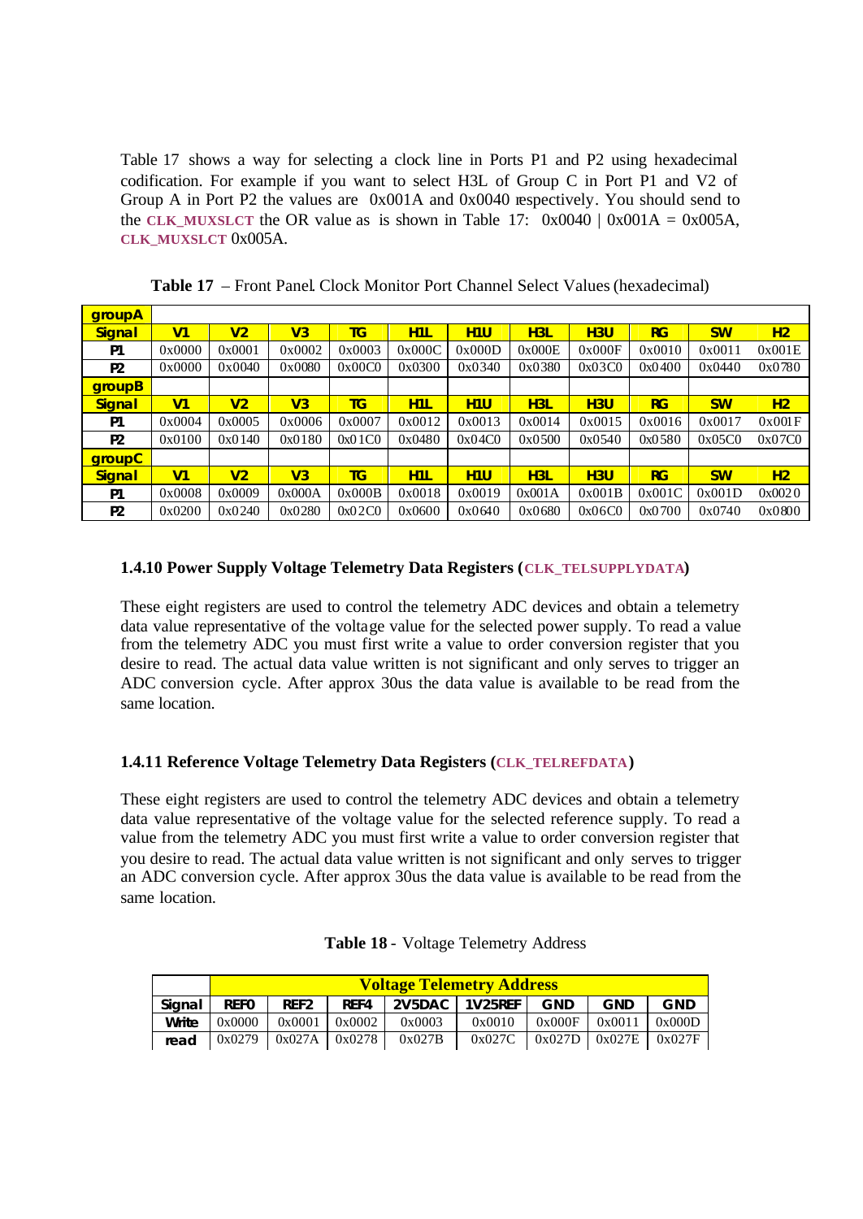Table 17 shows a way for selecting a clock line in Ports P1 and P2 using hexadecimal codification. For example if you want to select H3L of Group C in Port P1 and V2 of Group A in Port P2 the values are 0x001A and 0x0040 respectively. You should send to the **CLK_MUXSLCT** the OR value as is shown in Table 17: 0x0040 | 0x001A = 0x005A, **CLK_MUXSLCT** 0x005A.

**Table 17** – Front Panel. Clock Monitor Port Channel Select Values (hexadecimal)

| | | | | | | | | | | | |
|---|---|---|---|---|---|---|---|---|---|---|---|
| **groupA** | | | | | | | | | | | |
| **Signal** | **V1** | **V2** | **V3** | **TG** | **H1L** | **H1U** | **H3L** | **H3U** | **RG** | **SW** | **H2** |
| **P1** | 0x0000 | 0x0001 | 0x0002 | 0x0003 | 0x000C | 0x000D | 0x000E | 0x000F | 0x0010 | 0x0011 | 0x001E |
| **P2** | 0x0000 | 0x0040 | 0x0080 | 0x00C0 | 0x0300 | 0x0340 | 0x0380 | 0x03C0 | 0x0400 | 0x0440 | 0x0780 |
| **groupB** | | | | | | | | | | | |
| **Signal** | **V1** | **V2** | **V3** | **TG** | **H1L** | **H1U** | **H3L** | **H3U** | **RG** | **SW** | **H2** |
| **P1** | 0x0004 | 0x0005 | 0x0006 | 0x0007 | 0x0012 | 0x0013 | 0x0014 | 0x0015 | 0x0016 | 0x0017 | 0x001F |
| **P2** | 0x0100 | 0x0140 | 0x0180 | 0x01C0 | 0x0480 | 0x04C0 | 0x0500 | 0x0540 | 0x0580 | 0x05C0 | 0x07C0 |
| **groupC** | | | | | | | | | | | |
| **Signal** | **V1** | **V2** | **V3** | **TG** | **H1L** | **H1U** | **H3L** | **H3U** | **RG** | **SW** | **H2** |
| **P1** | 0x0008 | 0x0009 | 0x000A | 0x000B | 0x0018 | 0x0019 | 0x001A | 0x001B | 0x001C | 0x001D | 0x0020 |
| **P2** | 0x0200 | 0x0240 | 0x0280 | 0x02C0 | 0x0600 | 0x0640 | 0x0680 | 0x06C0 | 0x0700 | 0x0740 | 0x0800 |

### 1.4.10 Power Supply Voltage Telemetry Data Registers (CLK_TELSUPPLYDATA)

These eight registers are used to control the telemetry ADC devices and obtain a telemetry data value representative of the voltage value for the selected power supply. To read a value from the telemetry ADC you must first write a value to order conversion register that you desire to read. The actual data value written is not significant and only serves to trigger an ADC conversion cycle. After approx 30us the data value is available to be read from the same location.

### 1.4.11 Reference Voltage Telemetry Data Registers (CLK_TELREFDATA)

These eight registers are used to control the telemetry ADC devices and obtain a telemetry data value representative of the voltage value for the selected reference supply. To read a value from the telemetry ADC you must first write a value to order conversion register that you desire to read. The actual data value written is not significant and only serves to trigger an ADC conversion cycle. After approx 30us the data value is available to be read from the same location.

**Table 18** - Voltage Telemetry Address

| | **Voltage Telemetry Address** | | | | | | | |
|---|---|---|---|---|---|---|---|---|
| **Signal** | **REF0** | **REF2** | **REF4** | **2V5DAC** | **1V25REF** | **GND** | **GND** | **GND** |
| **Write** | 0x0000 | 0x0001 | 0x0002 | 0x0003 | 0x0010 | 0x000F | 0x0011 | 0x000D |
| **read** | 0x0279 | 0x027A | 0x0278 | 0x027B | 0x027C | 0x027D | 0x027E | 0x027F |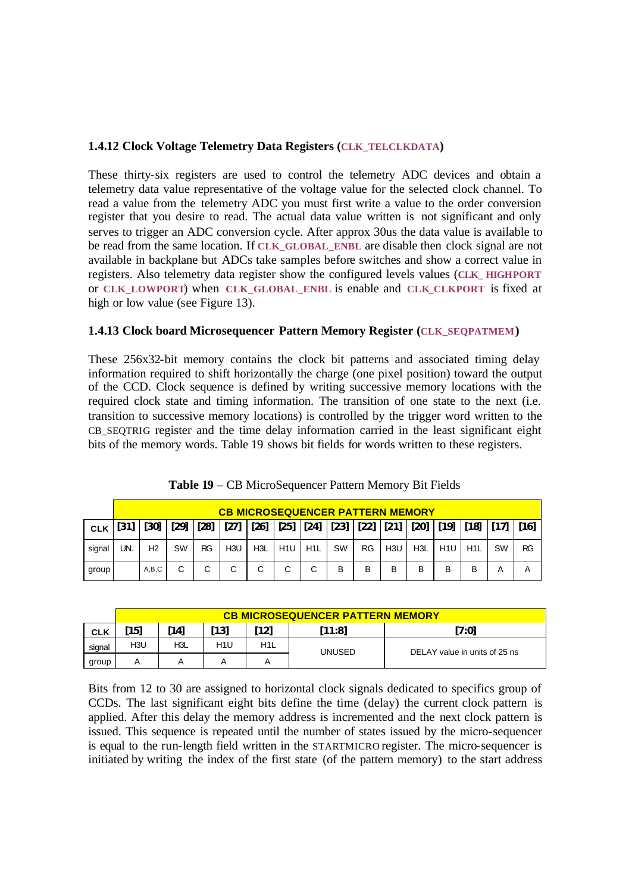### 1.4.12 Clock Voltage Telemetry Data Registers (CLK_TELCLKDATA)

These thirty-six registers are used to control the telemetry ADC devices and obtain a telemetry data value representative of the voltage value for the selected clock channel. To read a value from the telemetry ADC you must first write a value to the order conversion register that you desire to read. The actual data value written is not significant and only serves to trigger an ADC conversion cycle. After approx 30us the data value is available to be read from the same location. If CLK_GLOBAL_ENBL are disable then clock signal are not available in backplane but ADCs take samples before switches and show a correct value in registers. Also telemetry data register show the configured levels values (CLK_ HIGHPORT or CLK_LOWPORT) when CLK_GLOBAL_ENBL is enable and CLK_CLKPORT is fixed at high or low value (see Figure 13).

### 1.4.13 Clock board Microsequencer Pattern Memory Register (CLK_SEQPATMEM)

These 256x32-bit memory contains the clock bit patterns and associated timing delay information required to shift horizontally the charge (one pixel position) toward the output of the CCD. Clock sequence is defined by writing successive memory locations with the required clock state and timing information. The transition of one state to the next (i.e. transition to successive memory locations) is controlled by the trigger word written to the CB_SEQTRIG register and the time delay information carried in the least significant eight bits of the memory words. Table 19 shows bit fields for words written to these registers.

**Table 19** – CB MicroSequencer Pattern Memory Bit Fields

| | CB MICROSEQUENCER PATTERN MEMORY | | | | | | | | | | | | | | | |
|---|---|---|---|---|---|---|---|---|---|---|---|---|---|---|---|---|
| **CLK** | [31] | [30] | [29] | [28] | [27] | [26] | [25] | [24] | [23] | [22] | [21] | [20] | [19] | [18] | [17] | [16] |
| signal | UN. | H2 | SW | RG | H3U | H3L | H1U | H1L | SW | RG | H3U | H3L | H1U | H1L | SW | RG |
| group | | A,B,C | C | C | C | C | C | C | B | B | B | B | B | B | A | A |

| | CB MICROSEQUENCER PATTERN MEMORY | | | | | |
|---|---|---|---|---|---|---|
| **CLK** | [15] | [14] | [13] | [12] | [11:8] | [7:0] |
| signal | H3U | H3L | H1U | H1L | UNUSED | DELAY value in units of 25 ns |
| group | A | A | A | A | | |

Bits from 12 to 30 are assigned to horizontal clock signals dedicated to specifics group of CCDs. The last significant eight bits define the time (delay) the current clock pattern is applied. After this delay the memory address is incremented and the next clock pattern is issued. This sequence is repeated until the number of states issued by the micro-sequencer is equal to the run-length field written in the STARTMICRO register. The micro-sequencer is initiated by writing the index of the first state (of the pattern memory) to the start address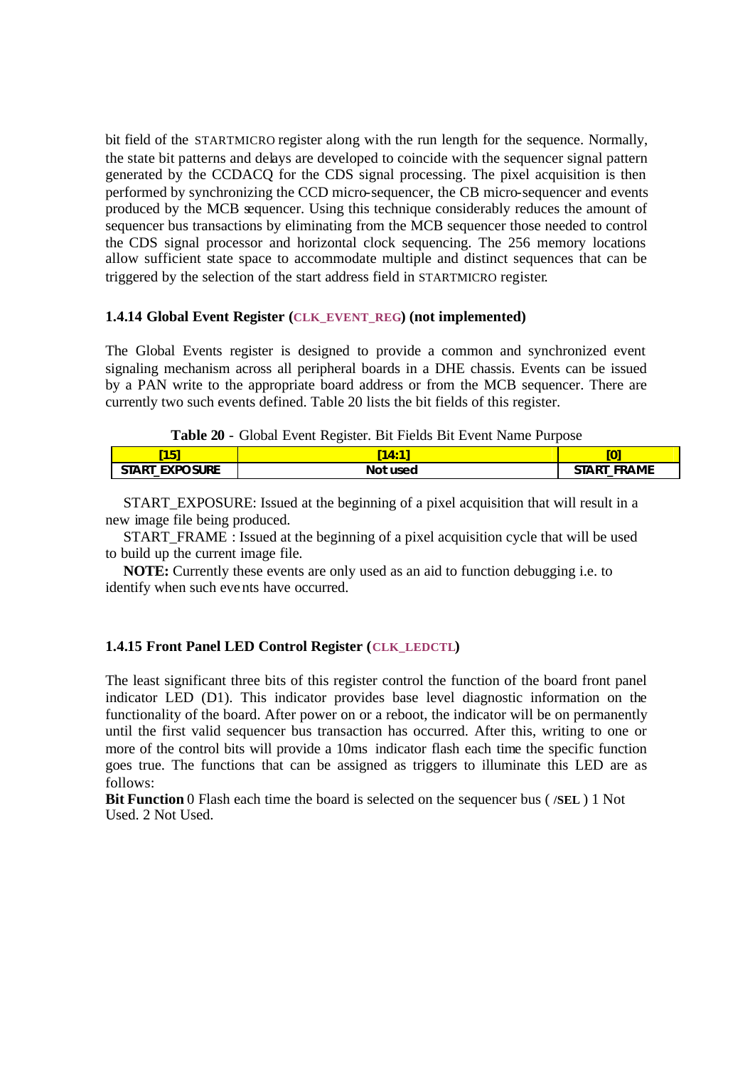bit field of the STARTMICRO register along with the run length for the sequence. Normally, the state bit patterns and delays are developed to coincide with the sequencer signal pattern generated by the CCDACQ for the CDS signal processing. The pixel acquisition is then performed by synchronizing the CCD micro-sequencer, the CB micro-sequencer and events produced by the MCB sequencer. Using this technique considerably reduces the amount of sequencer bus transactions by eliminating from the MCB sequencer those needed to control the CDS signal processor and horizontal clock sequencing. The 256 memory locations allow sufficient state space to accommodate multiple and distinct sequences that can be triggered by the selection of the start address field in STARTMICRO register.

### 1.4.14 Global Event Register (CLK_EVENT_REG) (not implemented)

The Global Events register is designed to provide a common and synchronized event signaling mechanism across all peripheral boards in a DHE chassis. Events can be issued by a PAN write to the appropriate board address or from the MCB sequencer. There are currently two such events defined. Table 20 lists the bit fields of this register.

**Table 20** - Global Event Register. Bit Fields Bit Event Name Purpose

| [15] | [14:1] | [0] |
|---|---|---|
| START_EXPOSURE | Not used | START_FRAME |

START_EXPOSURE: Issued at the beginning of a pixel acquisition that will result in a new image file being produced.

START_FRAME : Issued at the beginning of a pixel acquisition cycle that will be used to build up the current image file.

**NOTE:** Currently these events are only used as an aid to function debugging i.e. to identify when such events have occurred.

### 1.4.15 Front Panel LED Control Register (CLK_LEDCTL)

The least significant three bits of this register control the function of the board front panel indicator LED (D1). This indicator provides base level diagnostic information on the functionality of the board. After power on or a reboot, the indicator will be on permanently until the first valid sequencer bus transaction has occurred. After this, writing to one or more of the control bits will provide a 10ms indicator flash each time the specific function goes true. The functions that can be assigned as triggers to illuminate this LED are as follows:

**Bit Function** 0 Flash each time the board is selected on the sequencer bus ( **/SEL** ) 1 Not Used. 2 Not Used.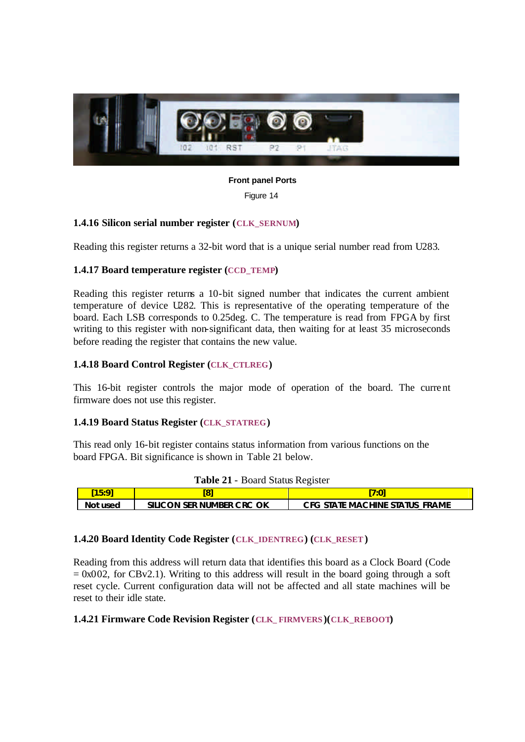Front panel Ports

Figure 14

### 1.4.16 Silicon serial number register (CLK_SERNUM)

Reading this register returns a 32-bit word that is a unique serial number read from U283.

### 1.4.17 Board temperature register (CCD_TEMP)

Reading this register returns a 10-bit signed number that indicates the current ambient temperature of device U282. This is representative of the operating temperature of the board. Each LSB corresponds to 0.25deg. C. The temperature is read from FPGA by first writing to this register with non-significant data, then waiting for at least 35 microseconds before reading the register that contains the new value.

### 1.4.18 Board Control Register (CLK_CTLREG)

This 16-bit register controls the major mode of operation of the board. The current firmware does not use this register.

### 1.4.19 Board Status Register (CLK_STATREG)

This read only 16-bit register contains status information from various functions on the board FPGA. Bit significance is shown in Table 21 below.

**Table 21** - Board Status Register

| [15:9] | [8] | [7:0] |
| --- | --- | --- |
| Not used | SILICON SER NUMBER CRC OK | CFG STATE MACHINE STATUS FRAME |

### 1.4.20 Board Identity Code Register (CLK_IDENTREG) (CLK_RESET)

Reading from this address will return data that identifies this board as a Clock Board (Code = 0x002, for CBv2.1). Writing to this address will result in the board going through a soft reset cycle. Current configuration data will not be affected and all state machines will be reset to their idle state.

### 1.4.21 Firmware Code Revision Register (CLK_FIRMVERS)(CLK_REBOOT)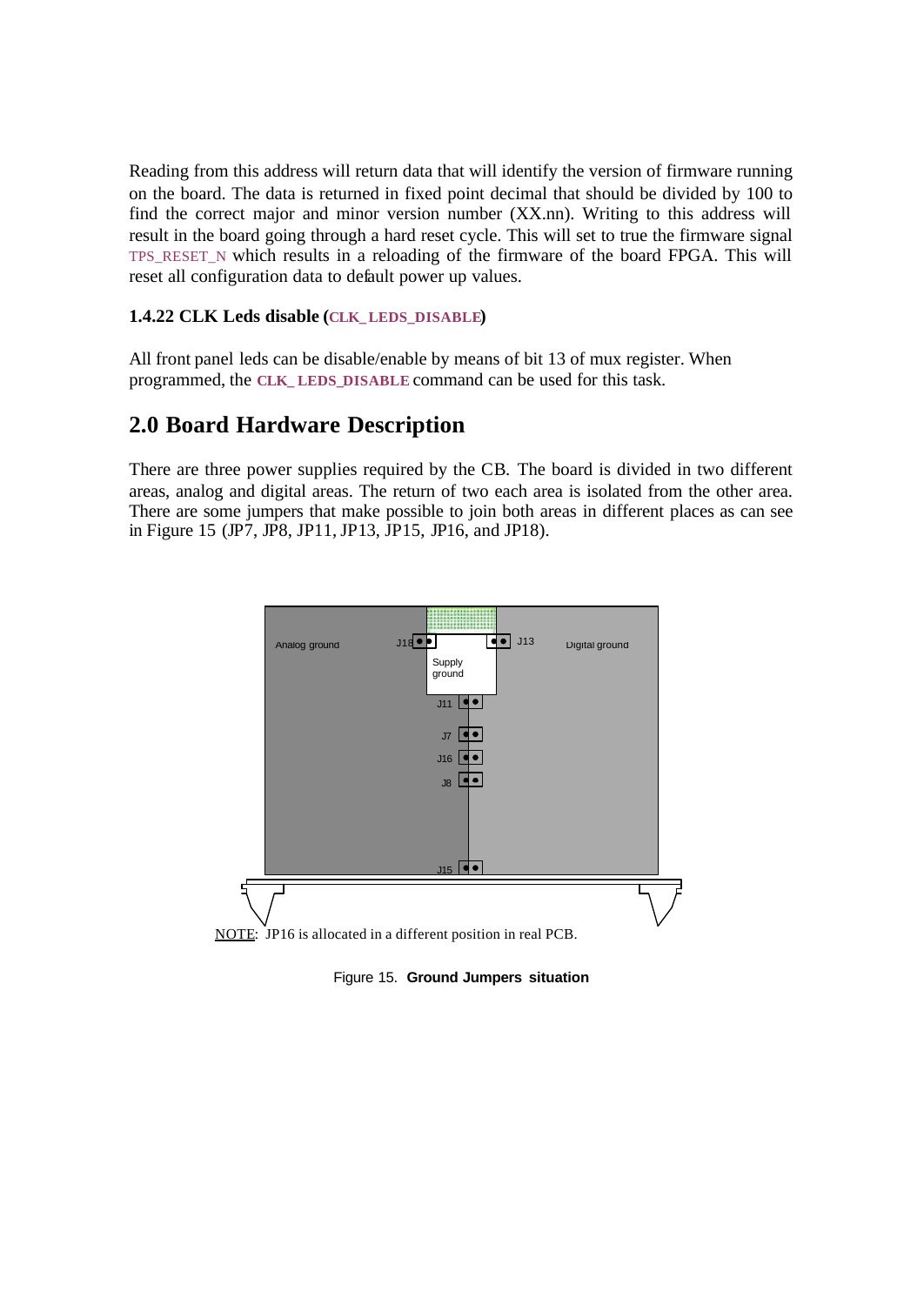Reading from this address will return data that will identify the version of firmware running on the board. The data is returned in fixed point decimal that should be divided by 100 to find the correct major and minor version number (XX.nn). Writing to this address will result in the board going through a hard reset cycle. This will set to true the firmware signal TPS_RESET_N which results in a reloading of the firmware of the board FPGA. This will reset all configuration data to default power up values.

### 1.4.22 CLK Leds disable (CLK_LEDS_DISABLE)

All front panel leds can be disable/enable by means of bit 13 of mux register. When programmed, the **CLK_LEDS_DISABLE** command can be used for this task.

## 2.0 Board Hardware Description

There are three power supplies required by the CB. The board is divided in two different areas, analog and digital areas. The return of two each area is isolated from the other area. There are some jumpers that make possible to join both areas in different places as can see in Figure 15 (JP7, JP8, JP11, JP13, JP15, JP16, and JP18).

Analog ground

J18

J13

Digital ground

Supply ground

J11

J7

J16

J8

J15

NOTE: JP16 is allocated in a different position in real PCB.

Figure 15. **Ground Jumpers situation**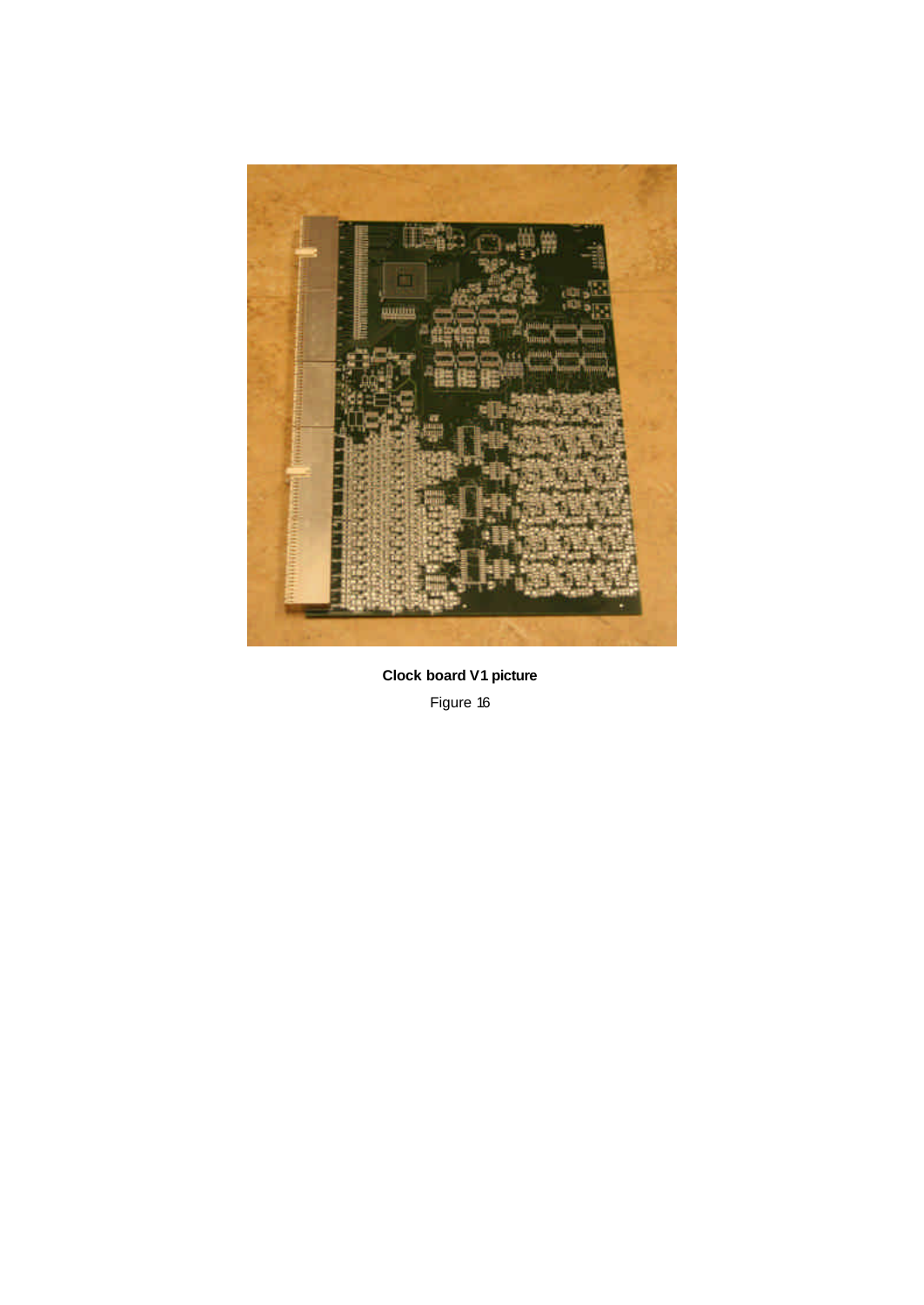**Clock board V1 picture**

Figure 16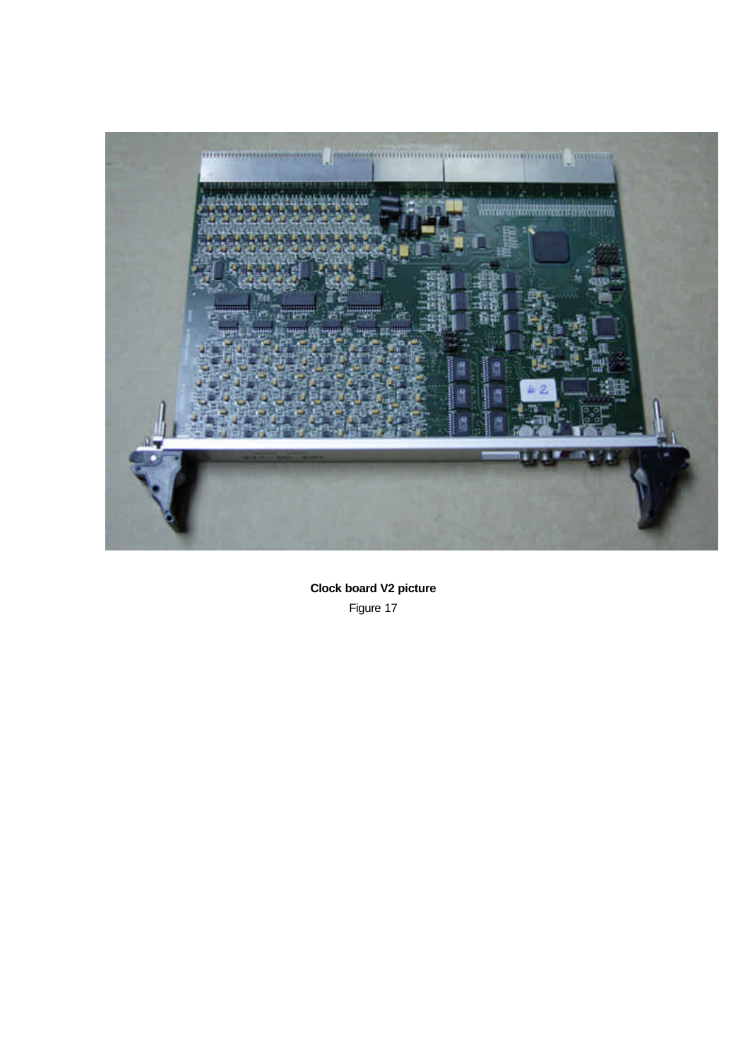**Clock board V2 picture**

Figure 17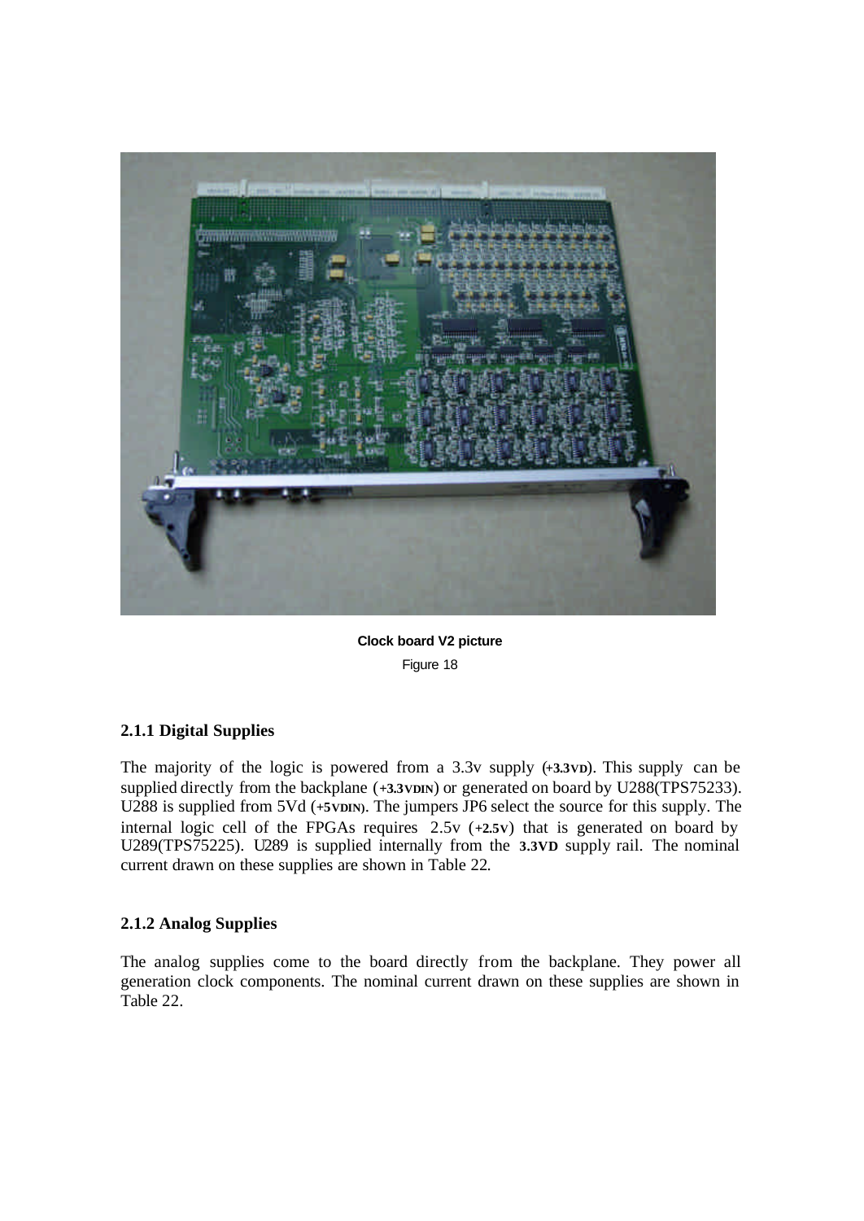**Clock board V2 picture**

Figure 18

### 2.1.1 Digital Supplies

The majority of the logic is powered from a 3.3v supply (**+3.3VD**). This supply can be supplied directly from the backplane (**+3.3VDIN**) or generated on board by U288(TPS75233). U288 is supplied from 5Vd (**+5VDIN**). The jumpers JP6 select the source for this supply. The internal logic cell of the FPGAs requires 2.5v (**+2.5V**) that is generated on board by U289(TPS75225). U289 is supplied internally from the **3.3VD** supply rail. The nominal current drawn on these supplies are shown in Table 22.

### 2.1.2 Analog Supplies

The analog supplies come to the board directly from the backplane. They power all generation clock components. The nominal current drawn on these supplies are shown in Table 22.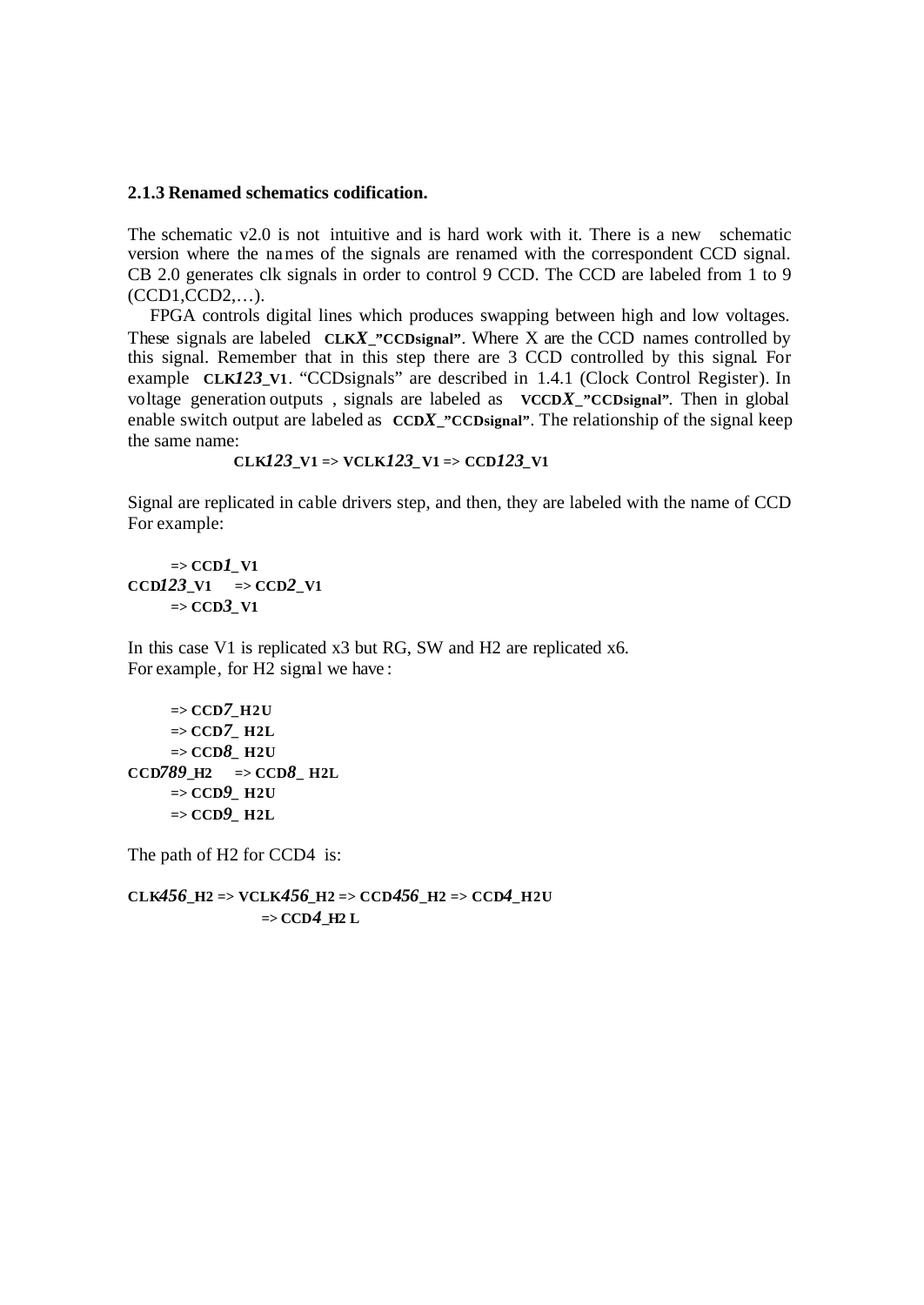### 2.1.3 Renamed schematics codification.

The schematic v2.0 is not intuitive and is hard work with it. There is a new schematic version where the names of the signals are renamed with the correspondent CCD signal. CB 2.0 generates clk signals in order to control 9 CCD. The CCD are labeled from 1 to 9 (CCD1,CCD2,…).

FPGA controls digital lines which produces swapping between high and low voltages. These signals are labeled **CLK*X*_"CCDsignal"**. Where X are the CCD names controlled by this signal. Remember that in this step there are 3 CCD controlled by this signal. For example **CLK*123*_V1**. "CCDsignals" are described in 1.4.1 (Clock Control Register). In voltage generation outputs , signals are labeled as **VCCD*X*_"CCDsignal"**. Then in global enable switch output are labeled as **CCD*X*_"CCDsignal"**. The relationship of the signal keep the same name:

**CLK*123*_V1 => VCLK*123*_V1 => CCD*123*_V1**

Signal are replicated in cable drivers step, and then, they are labeled with the name of CCD For example:

```
             => CCD1_V1
CCD123_V1    => CCD2_V1
             => CCD3_V1
```

In this case V1 is replicated x3 but RG, SW and H2 are replicated x6.
For example, for H2 signal we have :

```
             => CCD7_H2U
             => CCD7_ H2L
             => CCD8_ H2U
CCD789_H2    => CCD8_ H2L
             => CCD9_ H2U
             => CCD9_ H2L
```

The path of H2 for CCD4 is:

```
CLK456_H2 => VCLK456_H2 => CCD456_H2 => CCD4_H2U
                                     => CCD4_H2 L
```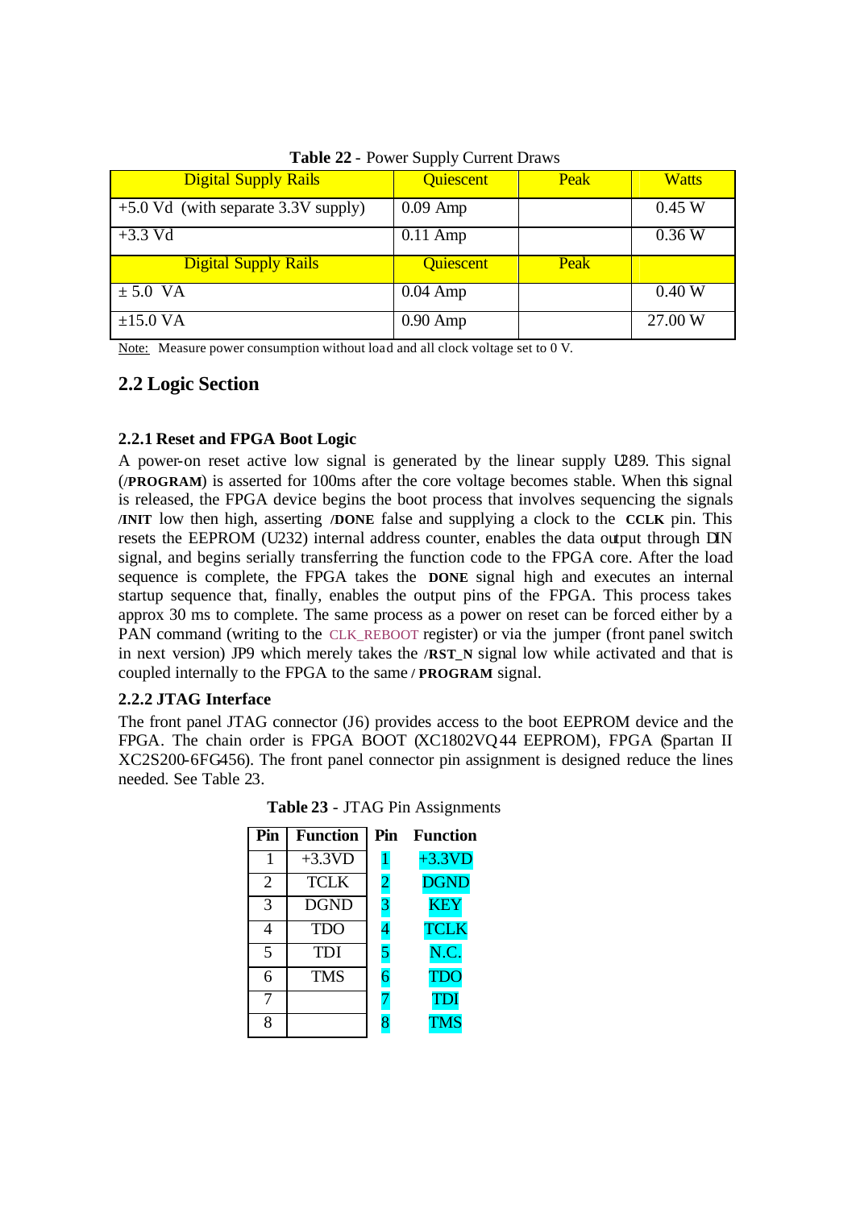**Table 22** - Power Supply Current Draws

| Digital Supply Rails | Quiescent | Peak | Watts |
|---|---|---|---|
| +5.0 Vd (with separate 3.3V supply) | 0.09 Amp | | 0.45 W |
| +3.3 Vd | 0.11 Amp | | 0.36 W |
| Digital Supply Rails | Quiescent | Peak | |
| ± 5.0 VA | 0.04 Amp | | 0.40 W |
| ±15.0 VA | 0.90 Amp | | 27.00 W |

Note: Measure power consumption without load and all clock voltage set to 0 V.

## 2.2 Logic Section

### 2.2.1 Reset and FPGA Boot Logic

A power-on reset active low signal is generated by the linear supply U289. This signal (**/PROGRAM**) is asserted for 100ms after the core voltage becomes stable. When this signal is released, the FPGA device begins the boot process that involves sequencing the signals **/INIT** low then high, asserting **/DONE** false and supplying a clock to the **CCLK** pin. This resets the EEPROM (U232) internal address counter, enables the data output through DIN signal, and begins serially transferring the function code to the FPGA core. After the load sequence is complete, the FPGA takes the **DONE** signal high and executes an internal startup sequence that, finally, enables the output pins of the FPGA. This process takes approx 30 ms to complete. The same process as a power on reset can be forced either by a PAN command (writing to the CLK_REBOOT register) or via the jumper (front panel switch in next version) JP9 which merely takes the **/RST_N** signal low while activated and that is coupled internally to the FPGA to the same **/ PROGRAM** signal.

### 2.2.2 JTAG Interface

The front panel JTAG connector (J6) provides access to the boot EEPROM device and the FPGA. The chain order is FPGA BOOT (XC1802VQ44 EEPROM), FPGA (Spartan II XC2S200-6FG456). The front panel connector pin assignment is designed reduce the lines needed. See Table 23.

**Table 23** - JTAG Pin Assignments

| Pin | Function | Pin | Function |
|---|---|---|---|
| 1 | +3.3VD | 1 | +3.3VD |
| 2 | TCLK | 2 | DGND |
| 3 | DGND | 3 | KEY |
| 4 | TDO | 4 | TCLK |
| 5 | TDI | 5 | N.C. |
| 6 | TMS | 6 | TDO |
| 7 | | 7 | TDI |
| 8 | | 8 | TMS |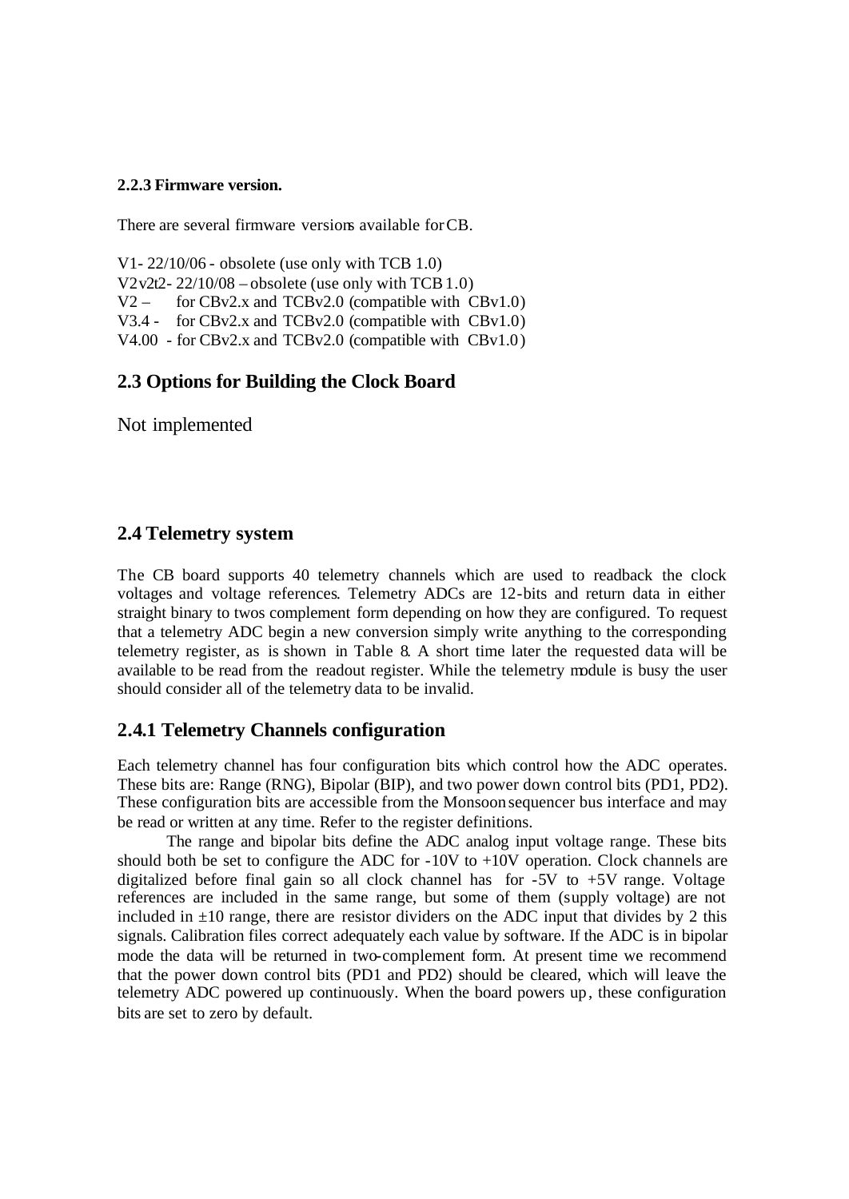### 2.2.3 Firmware version.

There are several firmware versions available for CB.

V1- 22/10/06 - obsolete (use only with TCB 1.0)
V2v2t2- 22/10/08 – obsolete (use only with TCB 1.0)
V2 – for CBv2.x and TCBv2.0 (compatible with CBv1.0)
V3.4 - for CBv2.x and TCBv2.0 (compatible with CBv1.0)
V4.00 - for CBv2.x and TCBv2.0 (compatible with CBv1.0)

## 2.3 Options for Building the Clock Board

Not implemented

## 2.4 Telemetry system

The CB board supports 40 telemetry channels which are used to readback the clock voltages and voltage references. Telemetry ADCs are 12-bits and return data in either straight binary to twos complement form depending on how they are configured. To request that a telemetry ADC begin a new conversion simply write anything to the corresponding telemetry register, as is shown in Table 8. A short time later the requested data will be available to be read from the readout register. While the telemetry module is busy the user should consider all of the telemetry data to be invalid.

## 2.4.1 Telemetry Channels configuration

Each telemetry channel has four configuration bits which control how the ADC operates. These bits are: Range (RNG), Bipolar (BIP), and two power down control bits (PD1, PD2). These configuration bits are accessible from the Monsoon sequencer bus interface and may be read or written at any time. Refer to the register definitions.

The range and bipolar bits define the ADC analog input voltage range. These bits should both be set to configure the ADC for -10V to +10V operation. Clock channels are digitalized before final gain so all clock channel has for -5V to +5V range. Voltage references are included in the same range, but some of them (supply voltage) are not included in ±10 range, there are resistor dividers on the ADC input that divides by 2 this signals. Calibration files correct adequately each value by software. If the ADC is in bipolar mode the data will be returned in two-complement form. At present time we recommend that the power down control bits (PD1 and PD2) should be cleared, which will leave the telemetry ADC powered up continuously. When the board powers up, these configuration bits are set to zero by default.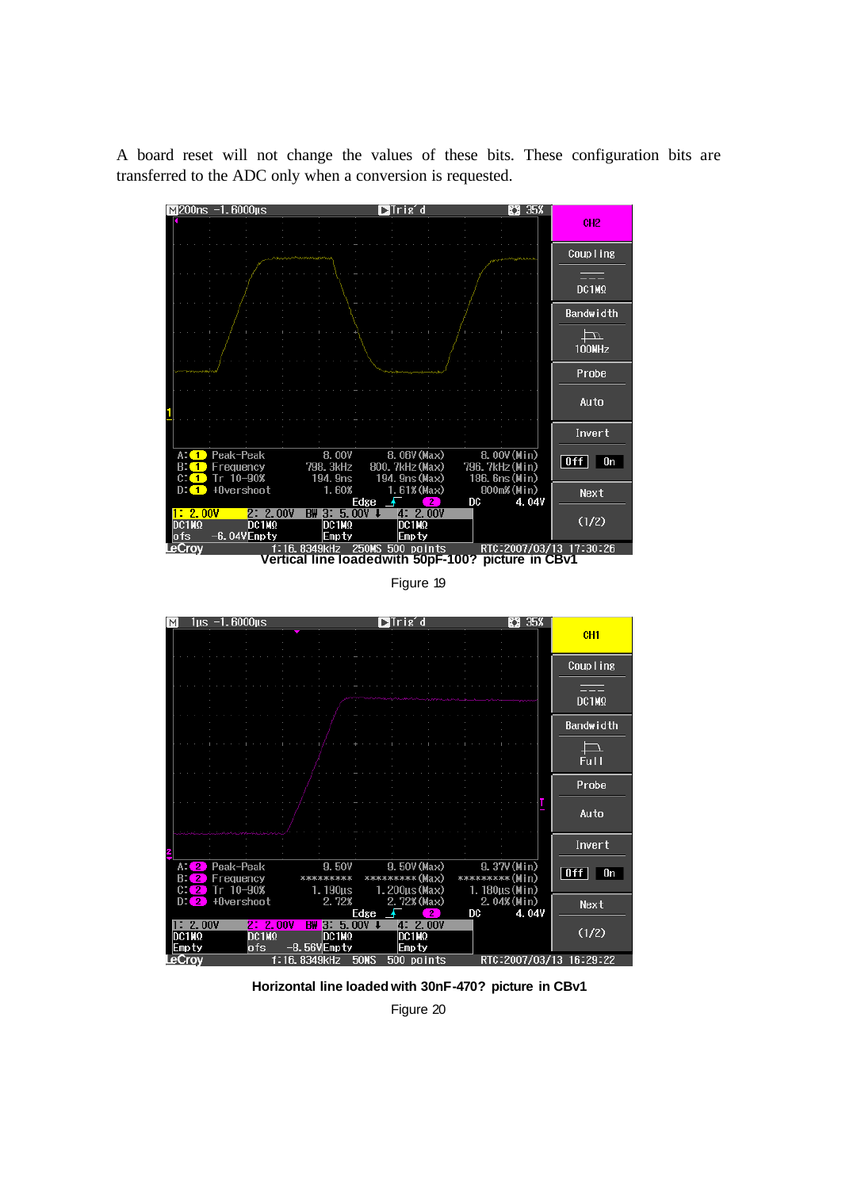A board reset will not change the values of these bits. These configuration bits are transferred to the ADC only when a conversion is requested.

M 200ns -1.6000µs
Trig'd
35%
CH2
Coupling
DC1MΩ
Bandwidth
100MHz
Probe
Auto
Invert
Off On
Next
(1/2)
A: 1 Peak-Peak 8.00V 8.08V(Max) 8.00V(Min)
B: 1 Frequency 798.3kHz 800.7kHz(Max) 796.7kHz(Min)
C: 1 Tr 10-90% 194.9ns 194.9ns(Max) 186.6ns(Min)
D: 1 +Overshoot 1.60% 1.61%(Max) 800m%(Min)
Edge 2 DC 4.04V
1: 2.00V 2: 2.00V BW 3: 5.00V 4: 2.00V
DC1MΩ DC1MΩ DC1MΩ DC1MΩ
ofs -6.04V Empty Empty Empty
LeCroy f:16.8349kHz 250MS 500 points RTC:2007/03/13 17:30:26

**Vertical line loaded with 50pF-100? picture in CBv1**

Figure 19

M 1µs -1.6000µs
Trig'd
35%
CH1
Coupling
DC1MΩ
Bandwidth
Full
Probe
Auto
Invert
Off On
Next
(1/2)
A: 2 Peak-Peak 9.50V 9.50V(Max) 9.37V(Min)
B: 2 Frequency ********* *********(Max) *********(Min)
C: 2 Tr 10-90% 1.190µs 1.200µs(Max) 1.180µs(Min)
D: 2 +Overshoot 2.72% 2.72%(Max) 2.04%(Min)
Edge 2 DC 4.04V
1: 2.00V 2: 2.00V BW 3: 5.00V 4: 2.00V
DC1MΩ DC1MΩ DC1MΩ DC1MΩ
Empty ofs -8.56V Empty Empty
LeCroy f:16.8349kHz 50MS 500 points RTC:2007/03/13 16:29:22

**Horizontal line loaded with 30nF-470? picture in CBv1**

Figure 20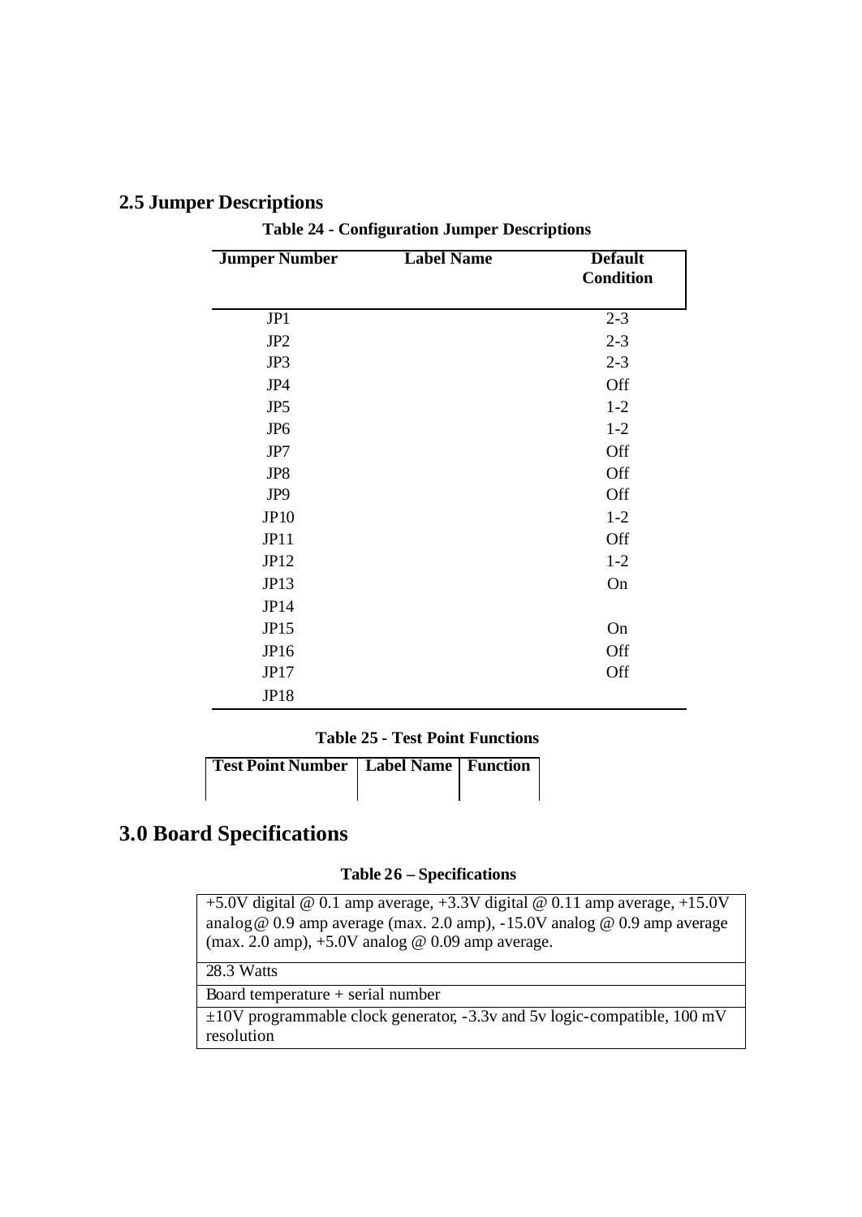## 2.5 Jumper Descriptions

**Table 24 - Configuration Jumper Descriptions**

| Jumper Number | Label Name | Default Condition |
|---|---|---|
| JP1 | | 2-3 |
| JP2 | | 2-3 |
| JP3 | | 2-3 |
| JP4 | | Off |
| JP5 | | 1-2 |
| JP6 | | 1-2 |
| JP7 | | Off |
| JP8 | | Off |
| JP9 | | Off |
| JP10 | | 1-2 |
| JP11 | | Off |
| JP12 | | 1-2 |
| JP13 | | On |
| JP14 | | |
| JP15 | | On |
| JP16 | | Off |
| JP17 | | Off |
| JP18 | | |

**Table 25 - Test Point Functions**

| Test Point Number | Label Name | Function |
|---|---|---|
| | | |

# 3.0 Board Specifications

**Table 26 – Specifications**

| |
|---|
| +5.0V digital @ 0.1 amp average, +3.3V digital @ 0.11 amp average, +15.0V analog @ 0.9 amp average (max. 2.0 amp), -15.0V analog @ 0.9 amp average (max. 2.0 amp), +5.0V analog @ 0.09 amp average. |
| 28.3 Watts |
| Board temperature + serial number |
| ±10V programmable clock generator, -3.3v and 5v logic-compatible, 100 mV resolution |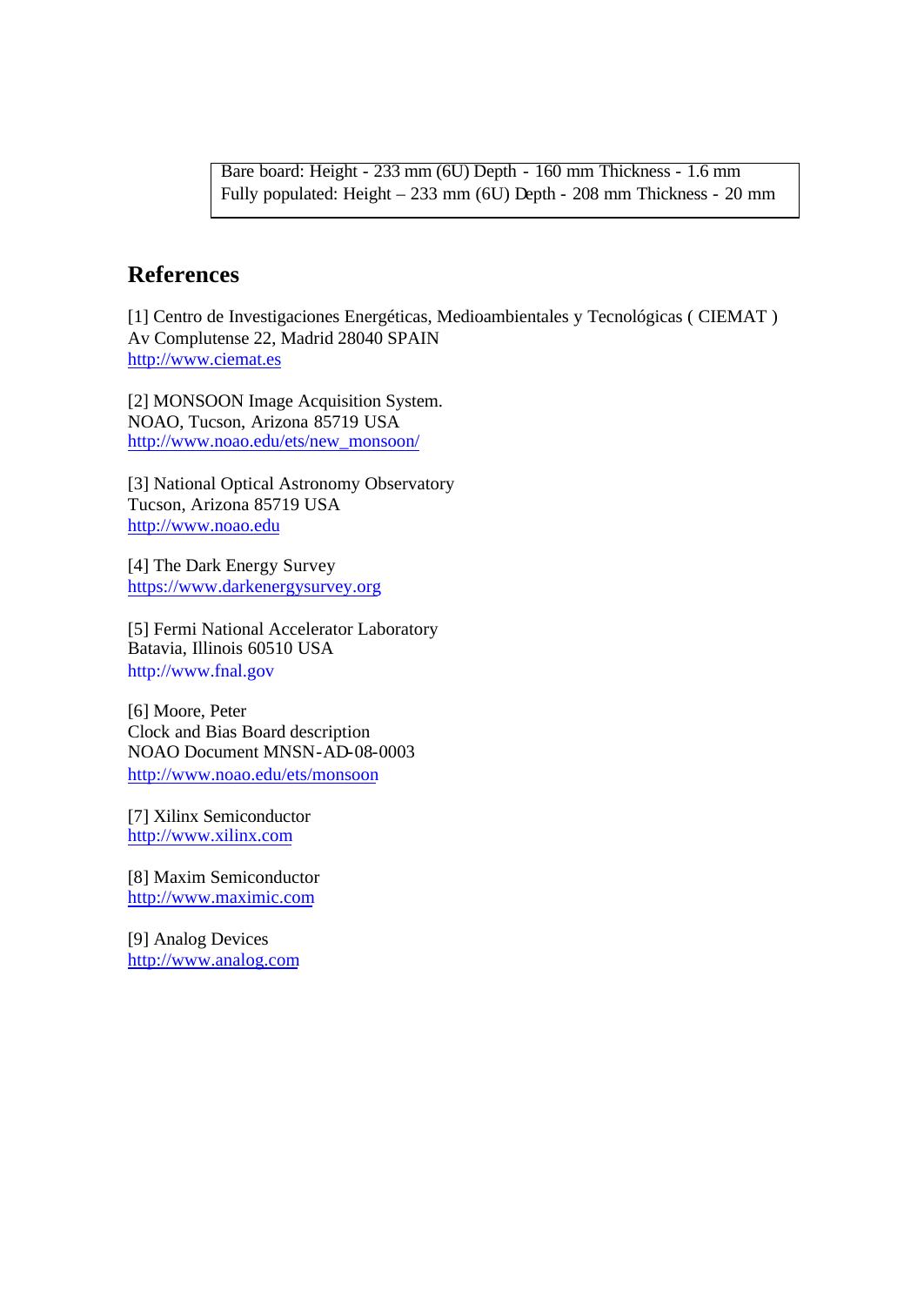Bare board: Height - 233 mm (6U) Depth - 160 mm Thickness - 1.6 mm
Fully populated: Height – 233 mm (6U) Depth - 208 mm Thickness - 20 mm

## References

[1] Centro de Investigaciones Energéticas, Medioambientales y Tecnológicas ( CIEMAT )
Av Complutense 22, Madrid 28040 SPAIN
http://www.ciemat.es

[2] MONSOON Image Acquisition System.
NOAO, Tucson, Arizona 85719 USA
http://www.noao.edu/ets/new_monsoon/

[3] National Optical Astronomy Observatory
Tucson, Arizona 85719 USA
http://www.noao.edu

[4] The Dark Energy Survey
https://www.darkenergysurvey.org

[5] Fermi National Accelerator Laboratory
Batavia, Illinois 60510 USA
http://www.fnal.gov

[6] Moore, Peter
Clock and Bias Board description
NOAO Document MNSN-AD-08-0003
http://www.noao.edu/ets/monsoon

[7] Xilinx Semiconductor
http://www.xilinx.com

[8] Maxim Semiconductor
http://www.maximic.com

[9] Analog Devices
http://www.analog.com